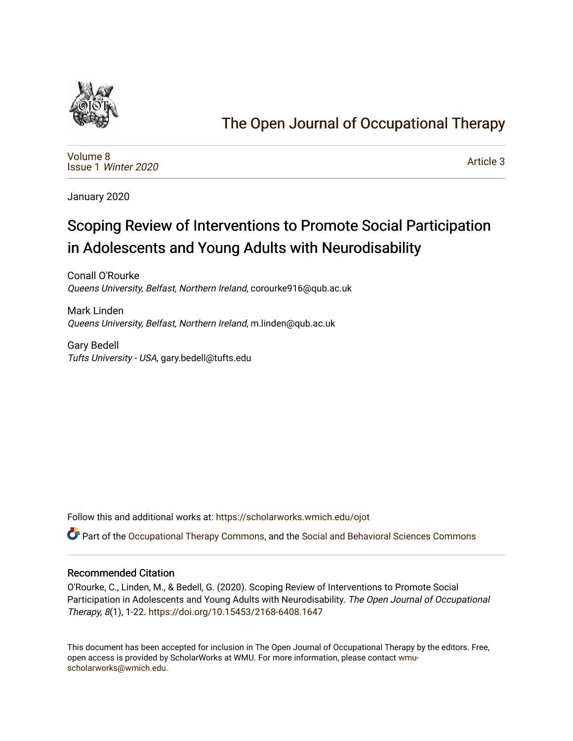# The Open Journal of Occupational Therapy

Volume 8
Issue 1 *Winter 2020*

Article 3

January 2020

## Scoping Review of Interventions to Promote Social Participation in Adolescents and Young Adults with Neurodisability

Conall O'Rourke
*Queens University, Belfast, Northern Ireland*, corourke916@qub.ac.uk

Mark Linden
*Queens University, Belfast, Northern Ireland*, m.linden@qub.ac.uk

Gary Bedell
*Tufts University - USA*, gary.bedell@tufts.edu

Follow this and additional works at: https://scholarworks.wmich.edu/ojot

Part of the Occupational Therapy Commons, and the Social and Behavioral Sciences Commons

### Recommended Citation

O'Rourke, C., Linden, M., & Bedell, G. (2020). Scoping Review of Interventions to Promote Social Participation in Adolescents and Young Adults with Neurodisability. *The Open Journal of Occupational Therapy, 8*(1), 1-22. https://doi.org/10.15453/2168-6408.1647

This document has been accepted for inclusion in The Open Journal of Occupational Therapy by the editors. Free, open access is provided by ScholarWorks at WMU. For more information, please contact wmu-scholarworks@wmich.edu.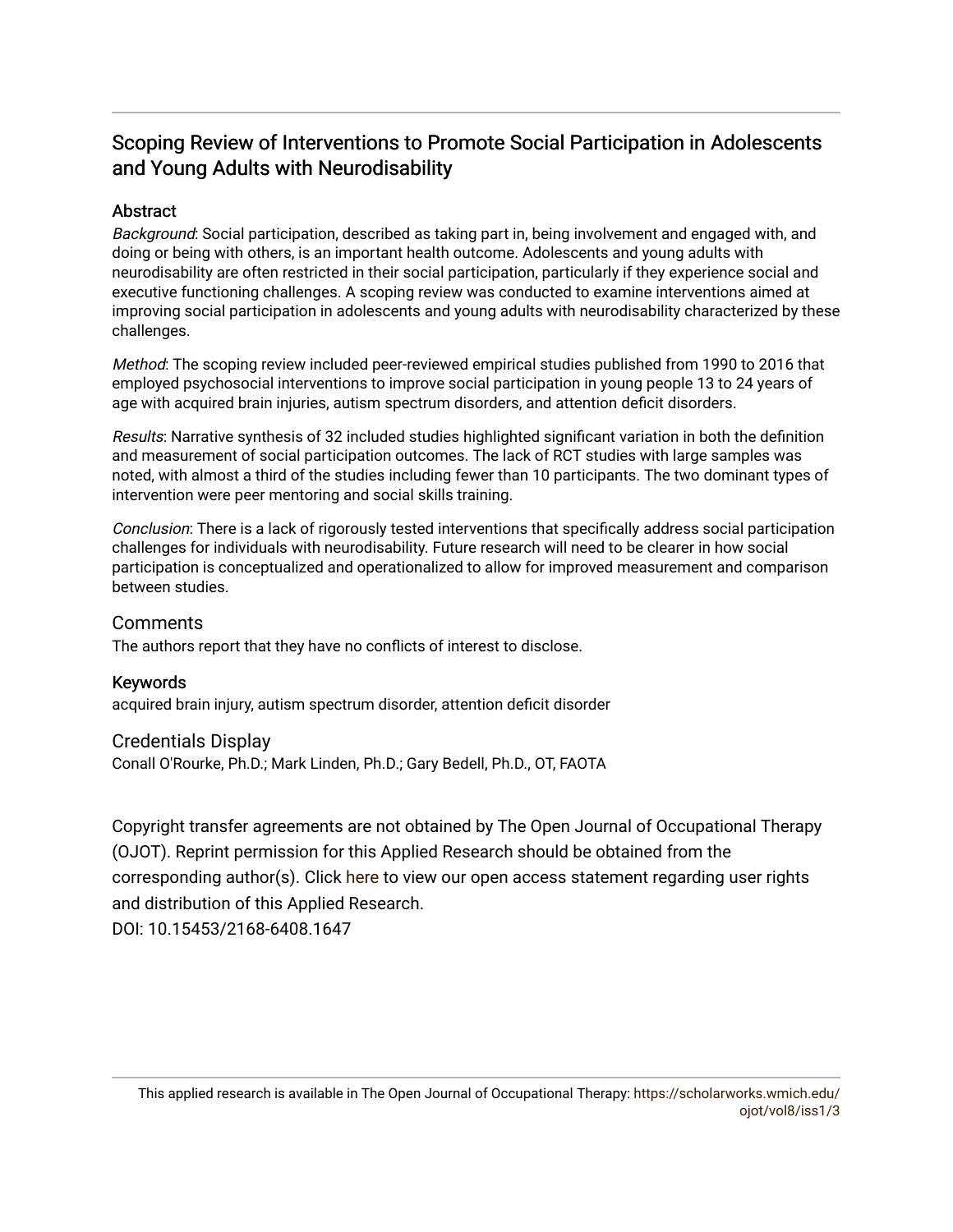# Scoping Review of Interventions to Promote Social Participation in Adolescents and Young Adults with Neurodisability

## Abstract

*Background*: Social participation, described as taking part in, being involvement and engaged with, and doing or being with others, is an important health outcome. Adolescents and young adults with neurodisability are often restricted in their social participation, particularly if they experience social and executive functioning challenges. A scoping review was conducted to examine interventions aimed at improving social participation in adolescents and young adults with neurodisability characterized by these challenges.

*Method*: The scoping review included peer-reviewed empirical studies published from 1990 to 2016 that employed psychosocial interventions to improve social participation in young people 13 to 24 years of age with acquired brain injuries, autism spectrum disorders, and attention deficit disorders.

*Results*: Narrative synthesis of 32 included studies highlighted significant variation in both the definition and measurement of social participation outcomes. The lack of RCT studies with large samples was noted, with almost a third of the studies including fewer than 10 participants. The two dominant types of intervention were peer mentoring and social skills training.

*Conclusion*: There is a lack of rigorously tested interventions that specifically address social participation challenges for individuals with neurodisability. Future research will need to be clearer in how social participation is conceptualized and operationalized to allow for improved measurement and comparison between studies.

## Comments

The authors report that they have no conflicts of interest to disclose.

## Keywords

acquired brain injury, autism spectrum disorder, attention deficit disorder

## Credentials Display

Conall O'Rourke, Ph.D.; Mark Linden, Ph.D.; Gary Bedell, Ph.D., OT, FAOTA

Copyright transfer agreements are not obtained by The Open Journal of Occupational Therapy (OJOT). Reprint permission for this Applied Research should be obtained from the corresponding author(s). Click here to view our open access statement regarding user rights and distribution of this Applied Research.

DOI: 10.15453/2168-6408.1647

This applied research is available in The Open Journal of Occupational Therapy: https://scholarworks.wmich.edu/ojot/vol8/iss1/3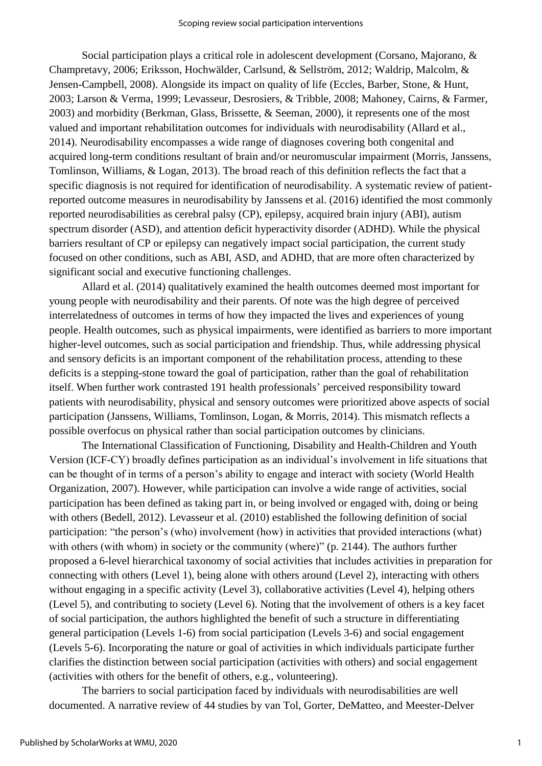Social participation plays a critical role in adolescent development (Corsano, Majorano, & Champretavy, 2006; Eriksson, Hochwälder, Carlsund, & Sellström, 2012; Waldrip, Malcolm, & Jensen-Campbell, 2008). Alongside its impact on quality of life (Eccles, Barber, Stone, & Hunt, 2003; Larson & Verma, 1999; Levasseur, Desrosiers, & Tribble, 2008; Mahoney, Cairns, & Farmer, 2003) and morbidity (Berkman, Glass, Brissette, & Seeman, 2000), it represents one of the most valued and important rehabilitation outcomes for individuals with neurodisability (Allard et al., 2014). Neurodisability encompasses a wide range of diagnoses covering both congenital and acquired long-term conditions resultant of brain and/or neuromuscular impairment (Morris, Janssens, Tomlinson, Williams, & Logan, 2013). The broad reach of this definition reflects the fact that a specific diagnosis is not required for identification of neurodisability. A systematic review of patient-reported outcome measures in neurodisability by Janssens et al. (2016) identified the most commonly reported neurodisabilities as cerebral palsy (CP), epilepsy, acquired brain injury (ABI), autism spectrum disorder (ASD), and attention deficit hyperactivity disorder (ADHD). While the physical barriers resultant of CP or epilepsy can negatively impact social participation, the current study focused on other conditions, such as ABI, ASD, and ADHD, that are more often characterized by significant social and executive functioning challenges.

Allard et al. (2014) qualitatively examined the health outcomes deemed most important for young people with neurodisability and their parents. Of note was the high degree of perceived interrelatedness of outcomes in terms of how they impacted the lives and experiences of young people. Health outcomes, such as physical impairments, were identified as barriers to more important higher-level outcomes, such as social participation and friendship. Thus, while addressing physical and sensory deficits is an important component of the rehabilitation process, attending to these deficits is a stepping-stone toward the goal of participation, rather than the goal of rehabilitation itself. When further work contrasted 191 health professionals' perceived responsibility toward patients with neurodisability, physical and sensory outcomes were prioritized above aspects of social participation (Janssens, Williams, Tomlinson, Logan, & Morris, 2014). This mismatch reflects a possible overfocus on physical rather than social participation outcomes by clinicians.

The International Classification of Functioning, Disability and Health-Children and Youth Version (ICF-CY) broadly defines participation as an individual's involvement in life situations that can be thought of in terms of a person's ability to engage and interact with society (World Health Organization, 2007). However, while participation can involve a wide range of activities, social participation has been defined as taking part in, or being involved or engaged with, doing or being with others (Bedell, 2012). Levasseur et al. (2010) established the following definition of social participation: "the person's (who) involvement (how) in activities that provided interactions (what) with others (with whom) in society or the community (where)" (p. 2144). The authors further proposed a 6-level hierarchical taxonomy of social activities that includes activities in preparation for connecting with others (Level 1), being alone with others around (Level 2), interacting with others without engaging in a specific activity (Level 3), collaborative activities (Level 4), helping others (Level 5), and contributing to society (Level 6). Noting that the involvement of others is a key facet of social participation, the authors highlighted the benefit of such a structure in differentiating general participation (Levels 1-6) from social participation (Levels 3-6) and social engagement (Levels 5-6). Incorporating the nature or goal of activities in which individuals participate further clarifies the distinction between social participation (activities with others) and social engagement (activities with others for the benefit of others, e.g., volunteering).

The barriers to social participation faced by individuals with neurodisabilities are well documented. A narrative review of 44 studies by van Tol, Gorter, DeMatteo, and Meester-Delver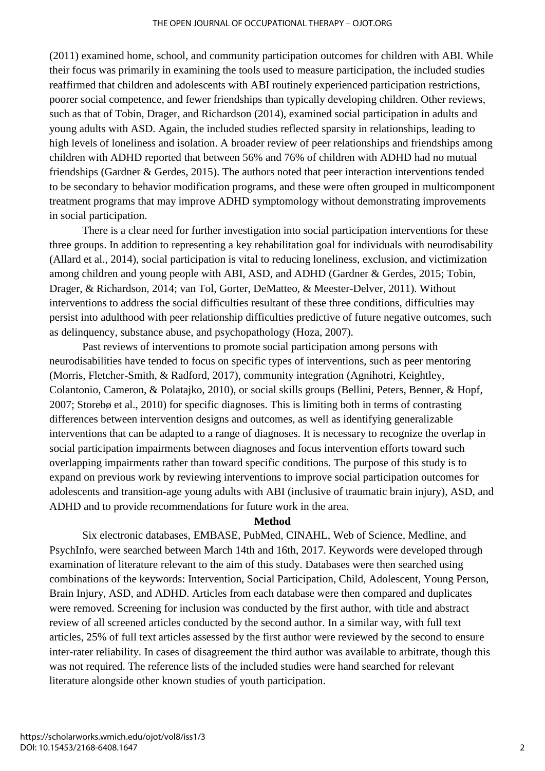(2011) examined home, school, and community participation outcomes for children with ABI. While their focus was primarily in examining the tools used to measure participation, the included studies reaffirmed that children and adolescents with ABI routinely experienced participation restrictions, poorer social competence, and fewer friendships than typically developing children. Other reviews, such as that of Tobin, Drager, and Richardson (2014), examined social participation in adults and young adults with ASD. Again, the included studies reflected sparsity in relationships, leading to high levels of loneliness and isolation. A broader review of peer relationships and friendships among children with ADHD reported that between 56% and 76% of children with ADHD had no mutual friendships (Gardner & Gerdes, 2015). The authors noted that peer interaction interventions tended to be secondary to behavior modification programs, and these were often grouped in multicomponent treatment programs that may improve ADHD symptomology without demonstrating improvements in social participation.

There is a clear need for further investigation into social participation interventions for these three groups. In addition to representing a key rehabilitation goal for individuals with neurodisability (Allard et al., 2014), social participation is vital to reducing loneliness, exclusion, and victimization among children and young people with ABI, ASD, and ADHD (Gardner & Gerdes, 2015; Tobin, Drager, & Richardson, 2014; van Tol, Gorter, DeMatteo, & Meester-Delver, 2011). Without interventions to address the social difficulties resultant of these three conditions, difficulties may persist into adulthood with peer relationship difficulties predictive of future negative outcomes, such as delinquency, substance abuse, and psychopathology (Hoza, 2007).

Past reviews of interventions to promote social participation among persons with neurodisabilities have tended to focus on specific types of interventions, such as peer mentoring (Morris, Fletcher-Smith, & Radford, 2017), community integration (Agnihotri, Keightley, Colantonio, Cameron, & Polatajko, 2010), or social skills groups (Bellini, Peters, Benner, & Hopf, 2007; Storebø et al., 2010) for specific diagnoses. This is limiting both in terms of contrasting differences between intervention designs and outcomes, as well as identifying generalizable interventions that can be adapted to a range of diagnoses. It is necessary to recognize the overlap in social participation impairments between diagnoses and focus intervention efforts toward such overlapping impairments rather than toward specific conditions. The purpose of this study is to expand on previous work by reviewing interventions to improve social participation outcomes for adolescents and transition-age young adults with ABI (inclusive of traumatic brain injury), ASD, and ADHD and to provide recommendations for future work in the area.

## Method

Six electronic databases, EMBASE, PubMed, CINAHL, Web of Science, Medline, and PsychInfo, were searched between March 14th and 16th, 2017. Keywords were developed through examination of literature relevant to the aim of this study. Databases were then searched using combinations of the keywords: Intervention, Social Participation, Child, Adolescent, Young Person, Brain Injury, ASD, and ADHD. Articles from each database were then compared and duplicates were removed. Screening for inclusion was conducted by the first author, with title and abstract review of all screened articles conducted by the second author. In a similar way, with full text articles, 25% of full text articles assessed by the first author were reviewed by the second to ensure inter-rater reliability. In cases of disagreement the third author was available to arbitrate, though this was not required. The reference lists of the included studies were hand searched for relevant literature alongside other known studies of youth participation.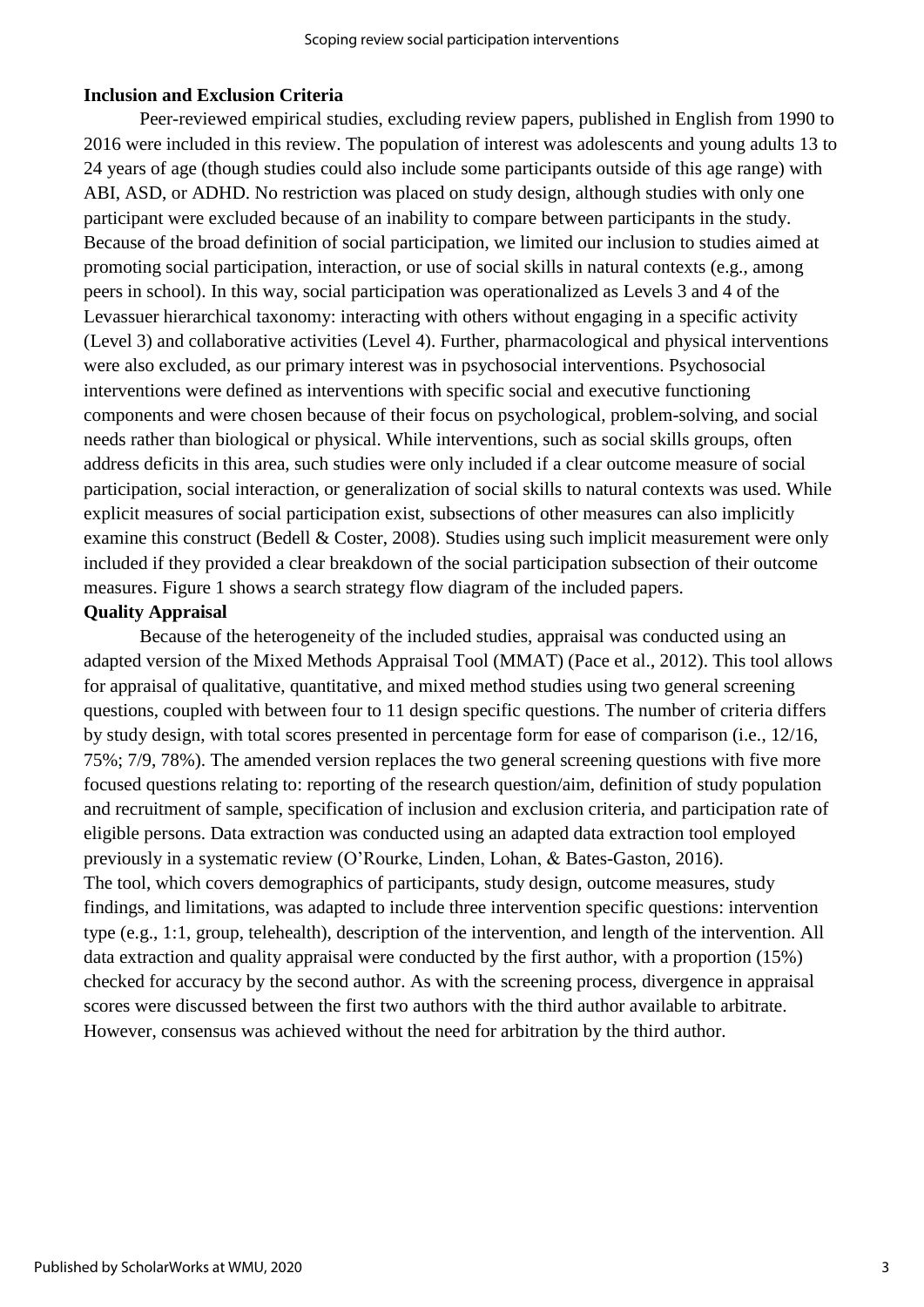**Inclusion and Exclusion Criteria**

Peer-reviewed empirical studies, excluding review papers, published in English from 1990 to 2016 were included in this review. The population of interest was adolescents and young adults 13 to 24 years of age (though studies could also include some participants outside of this age range) with ABI, ASD, or ADHD. No restriction was placed on study design, although studies with only one participant were excluded because of an inability to compare between participants in the study. Because of the broad definition of social participation, we limited our inclusion to studies aimed at promoting social participation, interaction, or use of social skills in natural contexts (e.g., among peers in school). In this way, social participation was operationalized as Levels 3 and 4 of the Levassuer hierarchical taxonomy: interacting with others without engaging in a specific activity (Level 3) and collaborative activities (Level 4). Further, pharmacological and physical interventions were also excluded, as our primary interest was in psychosocial interventions. Psychosocial interventions were defined as interventions with specific social and executive functioning components and were chosen because of their focus on psychological, problem-solving, and social needs rather than biological or physical. While interventions, such as social skills groups, often address deficits in this area, such studies were only included if a clear outcome measure of social participation, social interaction, or generalization of social skills to natural contexts was used. While explicit measures of social participation exist, subsections of other measures can also implicitly examine this construct (Bedell & Coster, 2008). Studies using such implicit measurement were only included if they provided a clear breakdown of the social participation subsection of their outcome measures. Figure 1 shows a search strategy flow diagram of the included papers.

**Quality Appraisal**

Because of the heterogeneity of the included studies, appraisal was conducted using an adapted version of the Mixed Methods Appraisal Tool (MMAT) (Pace et al., 2012). This tool allows for appraisal of qualitative, quantitative, and mixed method studies using two general screening questions, coupled with between four to 11 design specific questions. The number of criteria differs by study design, with total scores presented in percentage form for ease of comparison (i.e., 12/16, 75%; 7/9, 78%). The amended version replaces the two general screening questions with five more focused questions relating to: reporting of the research question/aim, definition of study population and recruitment of sample, specification of inclusion and exclusion criteria, and participation rate of eligible persons. Data extraction was conducted using an adapted data extraction tool employed previously in a systematic review (O'Rourke, Linden, Lohan, & Bates-Gaston, 2016). The tool, which covers demographics of participants, study design, outcome measures, study findings, and limitations, was adapted to include three intervention specific questions: intervention type (e.g., 1:1, group, telehealth), description of the intervention, and length of the intervention. All data extraction and quality appraisal were conducted by the first author, with a proportion (15%) checked for accuracy by the second author. As with the screening process, divergence in appraisal scores were discussed between the first two authors with the third author available to arbitrate. However, consensus was achieved without the need for arbitration by the third author.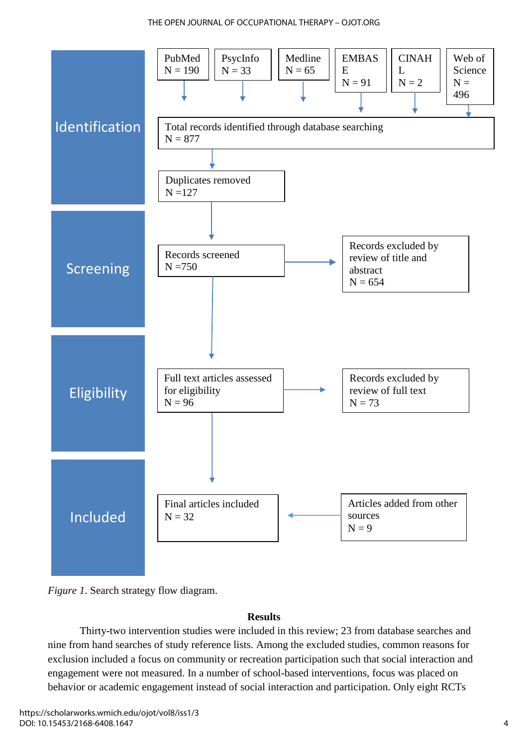Identification

PubMed
N = 190

PsycInfo
N = 33

Medline
N = 65

EMBASE
N = 91

CINAHL
N = 2

Web of Science
N = 496

Total records identified through database searching
N = 877

Duplicates removed
N =127

Screening

Records screened
N =750

Records excluded by review of title and abstract
N = 654

Eligibility

Full text articles assessed for eligibility
N = 96

Records excluded by review of full text
N = 73

Included

Final articles included
N = 32

Articles added from other sources
N = 9

*Figure 1*. Search strategy flow diagram.

## Results

Thirty-two intervention studies were included in this review; 23 from database searches and nine from hand searches of study reference lists. Among the excluded studies, common reasons for exclusion included a focus on community or recreation participation such that social interaction and engagement were not measured. In a number of school-based interventions, focus was placed on behavior or academic engagement instead of social interaction and participation. Only eight RCTs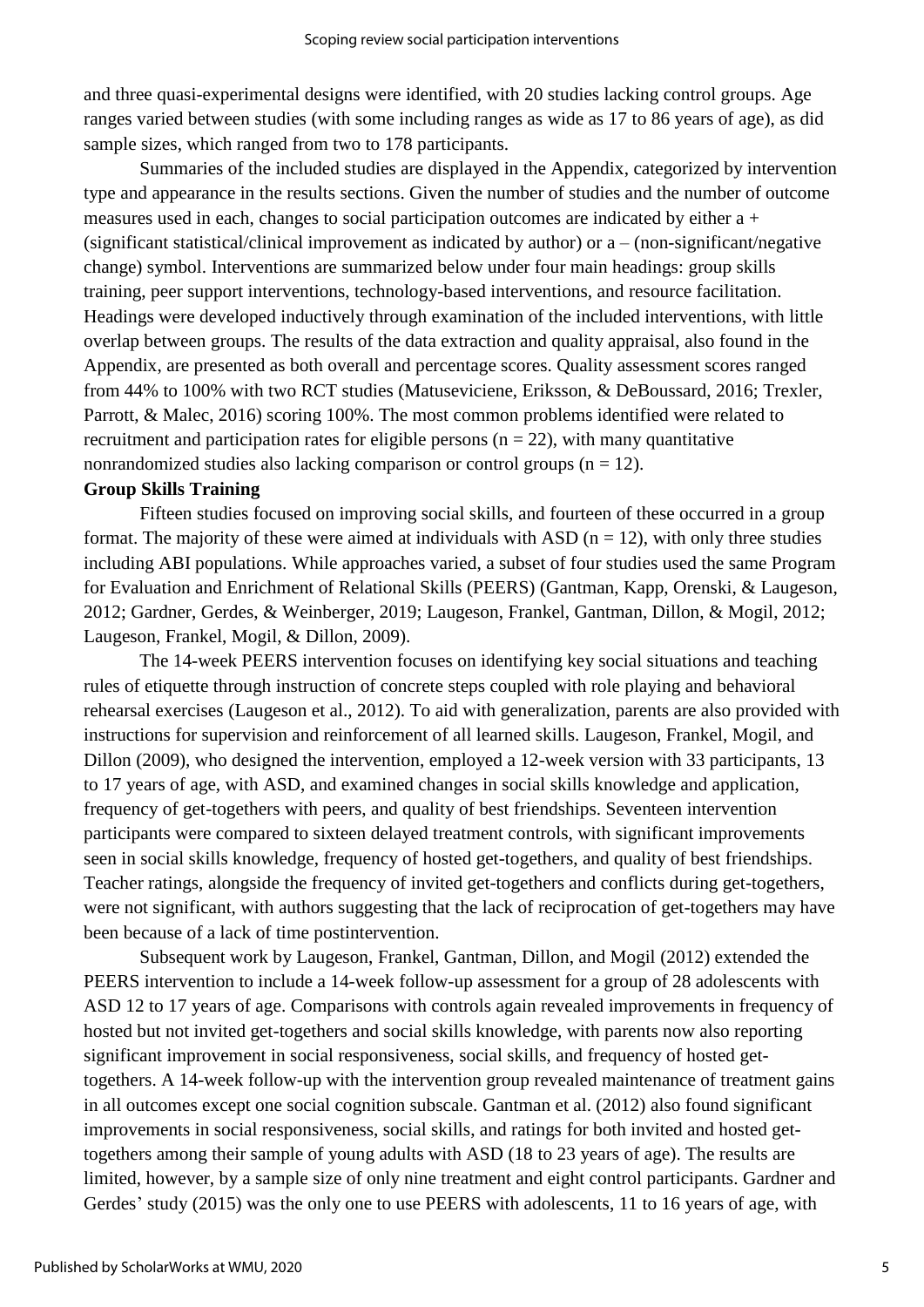and three quasi-experimental designs were identified, with 20 studies lacking control groups. Age ranges varied between studies (with some including ranges as wide as 17 to 86 years of age), as did sample sizes, which ranged from two to 178 participants.

Summaries of the included studies are displayed in the Appendix, categorized by intervention type and appearance in the results sections. Given the number of studies and the number of outcome measures used in each, changes to social participation outcomes are indicated by either a + (significant statistical/clinical improvement as indicated by author) or a – (non-significant/negative change) symbol. Interventions are summarized below under four main headings: group skills training, peer support interventions, technology-based interventions, and resource facilitation. Headings were developed inductively through examination of the included interventions, with little overlap between groups. The results of the data extraction and quality appraisal, also found in the Appendix, are presented as both overall and percentage scores. Quality assessment scores ranged from 44% to 100% with two RCT studies (Matuseviciene, Eriksson, & DeBoussard, 2016; Trexler, Parrott, & Malec, 2016) scoring 100%. The most common problems identified were related to recruitment and participation rates for eligible persons ($n = 22$), with many quantitative nonrandomized studies also lacking comparison or control groups ($n = 12$).

**Group Skills Training**

Fifteen studies focused on improving social skills, and fourteen of these occurred in a group format. The majority of these were aimed at individuals with ASD ($n = 12$), with only three studies including ABI populations. While approaches varied, a subset of four studies used the same Program for Evaluation and Enrichment of Relational Skills (PEERS) (Gantman, Kapp, Orenski, & Laugeson, 2012; Gardner, Gerdes, & Weinberger, 2019; Laugeson, Frankel, Gantman, Dillon, & Mogil, 2012; Laugeson, Frankel, Mogil, & Dillon, 2009).

The 14-week PEERS intervention focuses on identifying key social situations and teaching rules of etiquette through instruction of concrete steps coupled with role playing and behavioral rehearsal exercises (Laugeson et al., 2012). To aid with generalization, parents are also provided with instructions for supervision and reinforcement of all learned skills. Laugeson, Frankel, Mogil, and Dillon (2009), who designed the intervention, employed a 12-week version with 33 participants, 13 to 17 years of age, with ASD, and examined changes in social skills knowledge and application, frequency of get-togethers with peers, and quality of best friendships. Seventeen intervention participants were compared to sixteen delayed treatment controls, with significant improvements seen in social skills knowledge, frequency of hosted get-togethers, and quality of best friendships. Teacher ratings, alongside the frequency of invited get-togethers and conflicts during get-togethers, were not significant, with authors suggesting that the lack of reciprocation of get-togethers may have been because of a lack of time postintervention.

Subsequent work by Laugeson, Frankel, Gantman, Dillon, and Mogil (2012) extended the PEERS intervention to include a 14-week follow-up assessment for a group of 28 adolescents with ASD 12 to 17 years of age. Comparisons with controls again revealed improvements in frequency of hosted but not invited get-togethers and social skills knowledge, with parents now also reporting significant improvement in social responsiveness, social skills, and frequency of hosted get-togethers. A 14-week follow-up with the intervention group revealed maintenance of treatment gains in all outcomes except one social cognition subscale. Gantman et al. (2012) also found significant improvements in social responsiveness, social skills, and ratings for both invited and hosted get-togethers among their sample of young adults with ASD (18 to 23 years of age). The results are limited, however, by a sample size of only nine treatment and eight control participants. Gardner and Gerdes' study (2015) was the only one to use PEERS with adolescents, 11 to 16 years of age, with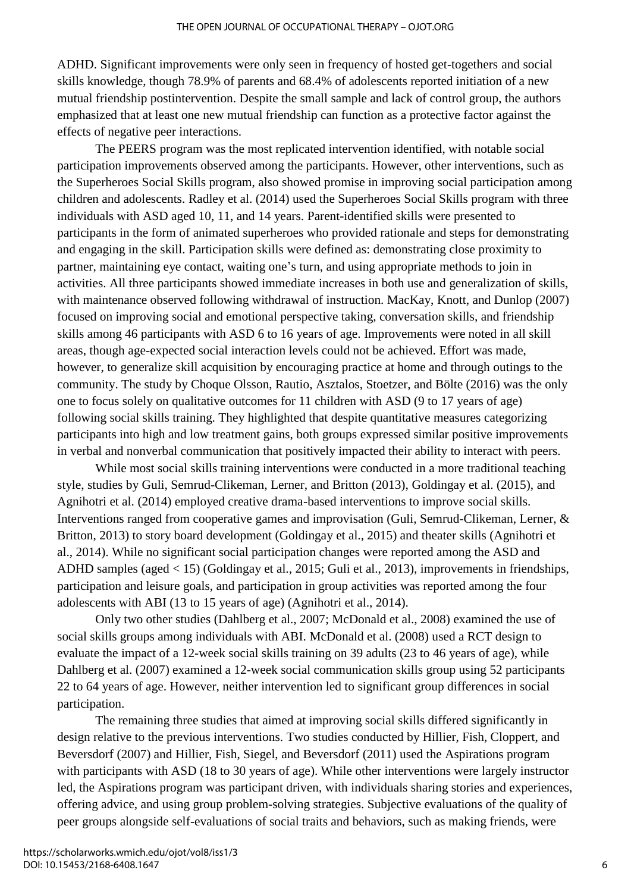ADHD. Significant improvements were only seen in frequency of hosted get-togethers and social skills knowledge, though 78.9% of parents and 68.4% of adolescents reported initiation of a new mutual friendship postintervention. Despite the small sample and lack of control group, the authors emphasized that at least one new mutual friendship can function as a protective factor against the effects of negative peer interactions.

The PEERS program was the most replicated intervention identified, with notable social participation improvements observed among the participants. However, other interventions, such as the Superheroes Social Skills program, also showed promise in improving social participation among children and adolescents. Radley et al. (2014) used the Superheroes Social Skills program with three individuals with ASD aged 10, 11, and 14 years. Parent-identified skills were presented to participants in the form of animated superheroes who provided rationale and steps for demonstrating and engaging in the skill. Participation skills were defined as: demonstrating close proximity to partner, maintaining eye contact, waiting one's turn, and using appropriate methods to join in activities. All three participants showed immediate increases in both use and generalization of skills, with maintenance observed following withdrawal of instruction. MacKay, Knott, and Dunlop (2007) focused on improving social and emotional perspective taking, conversation skills, and friendship skills among 46 participants with ASD 6 to 16 years of age. Improvements were noted in all skill areas, though age-expected social interaction levels could not be achieved. Effort was made, however, to generalize skill acquisition by encouraging practice at home and through outings to the community. The study by Choque Olsson, Rautio, Asztalos, Stoetzer, and Bölte (2016) was the only one to focus solely on qualitative outcomes for 11 children with ASD (9 to 17 years of age) following social skills training. They highlighted that despite quantitative measures categorizing participants into high and low treatment gains, both groups expressed similar positive improvements in verbal and nonverbal communication that positively impacted their ability to interact with peers.

While most social skills training interventions were conducted in a more traditional teaching style, studies by Guli, Semrud-Clikeman, Lerner, and Britton (2013), Goldingay et al. (2015), and Agnihotri et al. (2014) employed creative drama-based interventions to improve social skills. Interventions ranged from cooperative games and improvisation (Guli, Semrud-Clikeman, Lerner, & Britton, 2013) to story board development (Goldingay et al., 2015) and theater skills (Agnihotri et al., 2014). While no significant social participation changes were reported among the ASD and ADHD samples (aged < 15) (Goldingay et al., 2015; Guli et al., 2013), improvements in friendships, participation and leisure goals, and participation in group activities was reported among the four adolescents with ABI (13 to 15 years of age) (Agnihotri et al., 2014).

Only two other studies (Dahlberg et al., 2007; McDonald et al., 2008) examined the use of social skills groups among individuals with ABI. McDonald et al. (2008) used a RCT design to evaluate the impact of a 12-week social skills training on 39 adults (23 to 46 years of age), while Dahlberg et al. (2007) examined a 12-week social communication skills group using 52 participants 22 to 64 years of age. However, neither intervention led to significant group differences in social participation.

The remaining three studies that aimed at improving social skills differed significantly in design relative to the previous interventions. Two studies conducted by Hillier, Fish, Cloppert, and Beversdorf (2007) and Hillier, Fish, Siegel, and Beversdorf (2011) used the Aspirations program with participants with ASD (18 to 30 years of age). While other interventions were largely instructor led, the Aspirations program was participant driven, with individuals sharing stories and experiences, offering advice, and using group problem-solving strategies. Subjective evaluations of the quality of peer groups alongside self-evaluations of social traits and behaviors, such as making friends, were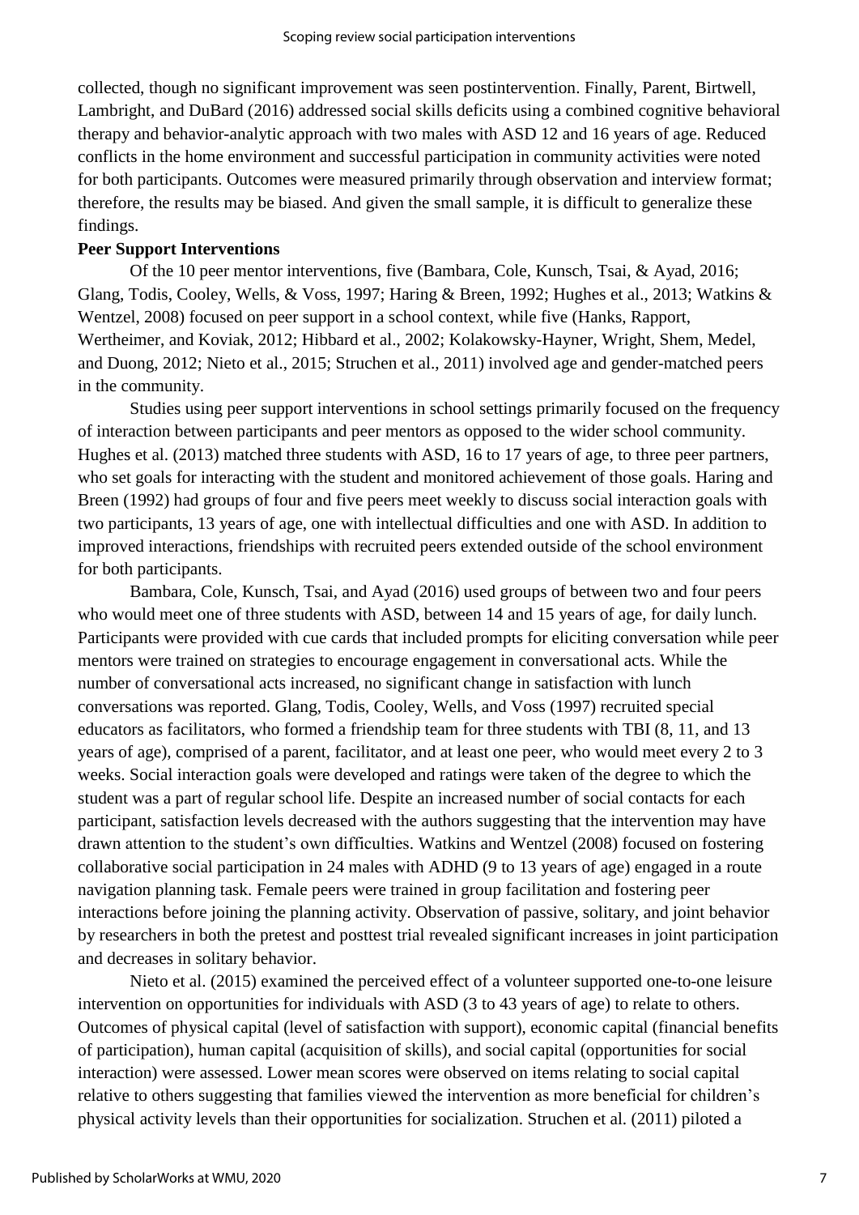collected, though no significant improvement was seen postintervention. Finally, Parent, Birtwell, Lambright, and DuBard (2016) addressed social skills deficits using a combined cognitive behavioral therapy and behavior-analytic approach with two males with ASD 12 and 16 years of age. Reduced conflicts in the home environment and successful participation in community activities were noted for both participants. Outcomes were measured primarily through observation and interview format; therefore, the results may be biased. And given the small sample, it is difficult to generalize these findings.

**Peer Support Interventions**

Of the 10 peer mentor interventions, five (Bambara, Cole, Kunsch, Tsai, & Ayad, 2016; Glang, Todis, Cooley, Wells, & Voss, 1997; Haring & Breen, 1992; Hughes et al., 2013; Watkins & Wentzel, 2008) focused on peer support in a school context, while five (Hanks, Rapport, Wertheimer, and Koviak, 2012; Hibbard et al., 2002; Kolakowsky-Hayner, Wright, Shem, Medel, and Duong, 2012; Nieto et al., 2015; Struchen et al., 2011) involved age and gender-matched peers in the community.

Studies using peer support interventions in school settings primarily focused on the frequency of interaction between participants and peer mentors as opposed to the wider school community. Hughes et al. (2013) matched three students with ASD, 16 to 17 years of age, to three peer partners, who set goals for interacting with the student and monitored achievement of those goals. Haring and Breen (1992) had groups of four and five peers meet weekly to discuss social interaction goals with two participants, 13 years of age, one with intellectual difficulties and one with ASD. In addition to improved interactions, friendships with recruited peers extended outside of the school environment for both participants.

Bambara, Cole, Kunsch, Tsai, and Ayad (2016) used groups of between two and four peers who would meet one of three students with ASD, between 14 and 15 years of age, for daily lunch. Participants were provided with cue cards that included prompts for eliciting conversation while peer mentors were trained on strategies to encourage engagement in conversational acts. While the number of conversational acts increased, no significant change in satisfaction with lunch conversations was reported. Glang, Todis, Cooley, Wells, and Voss (1997) recruited special educators as facilitators, who formed a friendship team for three students with TBI (8, 11, and 13 years of age), comprised of a parent, facilitator, and at least one peer, who would meet every 2 to 3 weeks. Social interaction goals were developed and ratings were taken of the degree to which the student was a part of regular school life. Despite an increased number of social contacts for each participant, satisfaction levels decreased with the authors suggesting that the intervention may have drawn attention to the student's own difficulties. Watkins and Wentzel (2008) focused on fostering collaborative social participation in 24 males with ADHD (9 to 13 years of age) engaged in a route navigation planning task. Female peers were trained in group facilitation and fostering peer interactions before joining the planning activity. Observation of passive, solitary, and joint behavior by researchers in both the pretest and posttest trial revealed significant increases in joint participation and decreases in solitary behavior.

Nieto et al. (2015) examined the perceived effect of a volunteer supported one-to-one leisure intervention on opportunities for individuals with ASD (3 to 43 years of age) to relate to others. Outcomes of physical capital (level of satisfaction with support), economic capital (financial benefits of participation), human capital (acquisition of skills), and social capital (opportunities for social interaction) were assessed. Lower mean scores were observed on items relating to social capital relative to others suggesting that families viewed the intervention as more beneficial for children's physical activity levels than their opportunities for socialization. Struchen et al. (2011) piloted a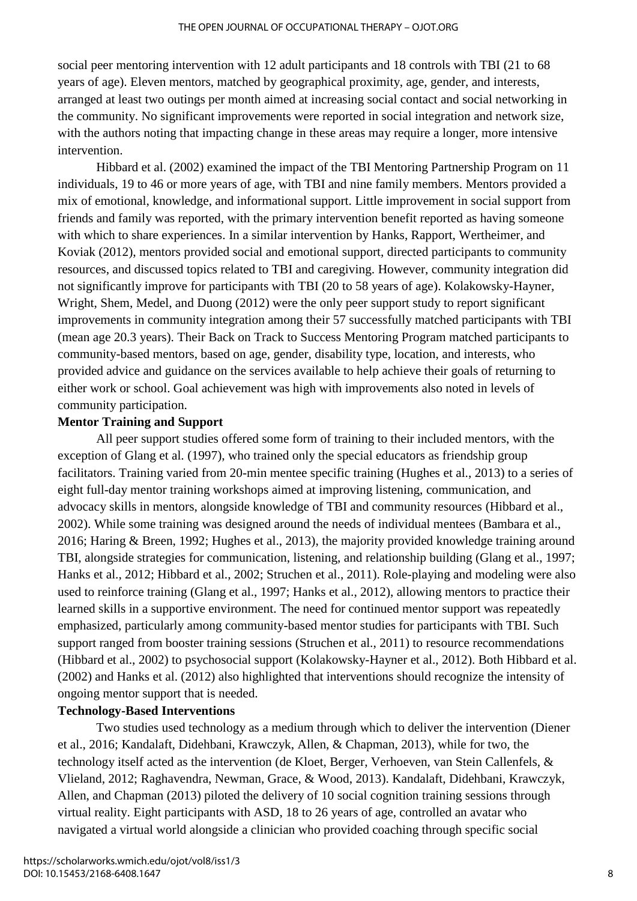social peer mentoring intervention with 12 adult participants and 18 controls with TBI (21 to 68 years of age). Eleven mentors, matched by geographical proximity, age, gender, and interests, arranged at least two outings per month aimed at increasing social contact and social networking in the community. No significant improvements were reported in social integration and network size, with the authors noting that impacting change in these areas may require a longer, more intensive intervention.

Hibbard et al. (2002) examined the impact of the TBI Mentoring Partnership Program on 11 individuals, 19 to 46 or more years of age, with TBI and nine family members. Mentors provided a mix of emotional, knowledge, and informational support. Little improvement in social support from friends and family was reported, with the primary intervention benefit reported as having someone with which to share experiences. In a similar intervention by Hanks, Rapport, Wertheimer, and Koviak (2012), mentors provided social and emotional support, directed participants to community resources, and discussed topics related to TBI and caregiving. However, community integration did not significantly improve for participants with TBI (20 to 58 years of age). Kolakowsky-Hayner, Wright, Shem, Medel, and Duong (2012) were the only peer support study to report significant improvements in community integration among their 57 successfully matched participants with TBI (mean age 20.3 years). Their Back on Track to Success Mentoring Program matched participants to community-based mentors, based on age, gender, disability type, location, and interests, who provided advice and guidance on the services available to help achieve their goals of returning to either work or school. Goal achievement was high with improvements also noted in levels of community participation.

**Mentor Training and Support**

All peer support studies offered some form of training to their included mentors, with the exception of Glang et al. (1997), who trained only the special educators as friendship group facilitators. Training varied from 20-min mentee specific training (Hughes et al., 2013) to a series of eight full-day mentor training workshops aimed at improving listening, communication, and advocacy skills in mentors, alongside knowledge of TBI and community resources (Hibbard et al., 2002). While some training was designed around the needs of individual mentees (Bambara et al., 2016; Haring & Breen, 1992; Hughes et al., 2013), the majority provided knowledge training around TBI, alongside strategies for communication, listening, and relationship building (Glang et al., 1997; Hanks et al., 2012; Hibbard et al., 2002; Struchen et al., 2011). Role-playing and modeling were also used to reinforce training (Glang et al., 1997; Hanks et al., 2012), allowing mentors to practice their learned skills in a supportive environment. The need for continued mentor support was repeatedly emphasized, particularly among community-based mentor studies for participants with TBI. Such support ranged from booster training sessions (Struchen et al., 2011) to resource recommendations (Hibbard et al., 2002) to psychosocial support (Kolakowsky-Hayner et al., 2012). Both Hibbard et al. (2002) and Hanks et al. (2012) also highlighted that interventions should recognize the intensity of ongoing mentor support that is needed.

**Technology-Based Interventions**

Two studies used technology as a medium through which to deliver the intervention (Diener et al., 2016; Kandalaft, Didehbani, Krawczyk, Allen, & Chapman, 2013), while for two, the technology itself acted as the intervention (de Kloet, Berger, Verhoeven, van Stein Callenfels, & Vlieland, 2012; Raghavendra, Newman, Grace, & Wood, 2013). Kandalaft, Didehbani, Krawczyk, Allen, and Chapman (2013) piloted the delivery of 10 social cognition training sessions through virtual reality. Eight participants with ASD, 18 to 26 years of age, controlled an avatar who navigated a virtual world alongside a clinician who provided coaching through specific social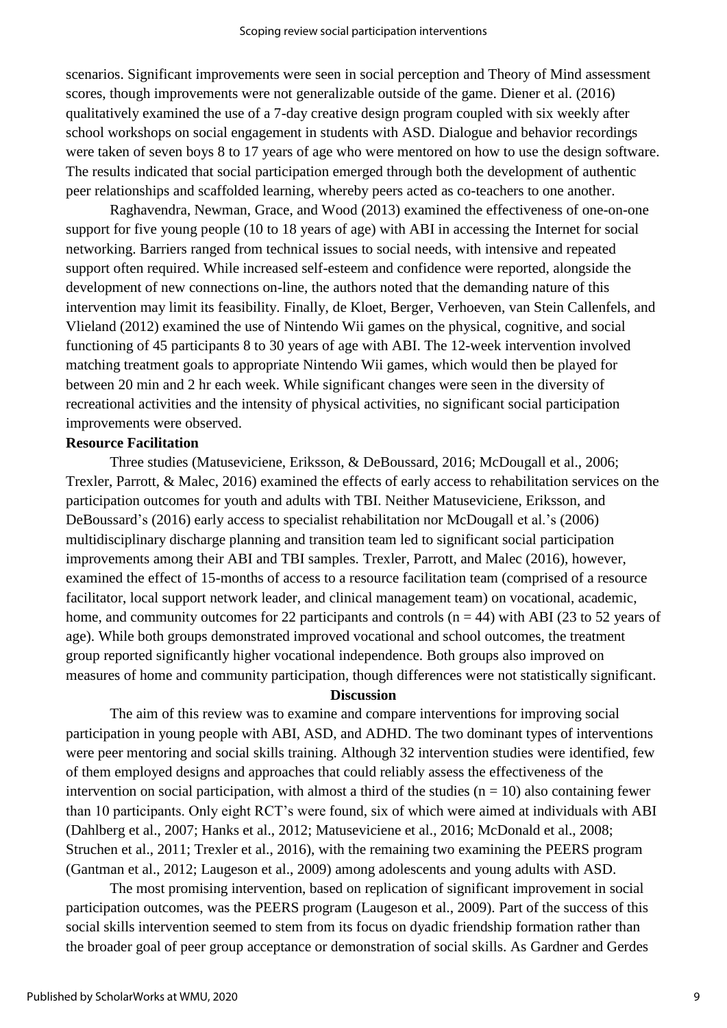scenarios. Significant improvements were seen in social perception and Theory of Mind assessment scores, though improvements were not generalizable outside of the game. Diener et al. (2016) qualitatively examined the use of a 7-day creative design program coupled with six weekly after school workshops on social engagement in students with ASD. Dialogue and behavior recordings were taken of seven boys 8 to 17 years of age who were mentored on how to use the design software. The results indicated that social participation emerged through both the development of authentic peer relationships and scaffolded learning, whereby peers acted as co-teachers to one another.

Raghavendra, Newman, Grace, and Wood (2013) examined the effectiveness of one-on-one support for five young people (10 to 18 years of age) with ABI in accessing the Internet for social networking. Barriers ranged from technical issues to social needs, with intensive and repeated support often required. While increased self-esteem and confidence were reported, alongside the development of new connections on-line, the authors noted that the demanding nature of this intervention may limit its feasibility. Finally, de Kloet, Berger, Verhoeven, van Stein Callenfels, and Vlieland (2012) examined the use of Nintendo Wii games on the physical, cognitive, and social functioning of 45 participants 8 to 30 years of age with ABI. The 12-week intervention involved matching treatment goals to appropriate Nintendo Wii games, which would then be played for between 20 min and 2 hr each week. While significant changes were seen in the diversity of recreational activities and the intensity of physical activities, no significant social participation improvements were observed.

**Resource Facilitation**

Three studies (Matuseviciene, Eriksson, & DeBoussard, 2016; McDougall et al., 2006; Trexler, Parrott, & Malec, 2016) examined the effects of early access to rehabilitation services on the participation outcomes for youth and adults with TBI. Neither Matuseviciene, Eriksson, and DeBoussard's (2016) early access to specialist rehabilitation nor McDougall et al.'s (2006) multidisciplinary discharge planning and transition team led to significant social participation improvements among their ABI and TBI samples. Trexler, Parrott, and Malec (2016), however, examined the effect of 15-months of access to a resource facilitation team (comprised of a resource facilitator, local support network leader, and clinical management team) on vocational, academic, home, and community outcomes for 22 participants and controls ($n = 44$) with ABI (23 to 52 years of age). While both groups demonstrated improved vocational and school outcomes, the treatment group reported significantly higher vocational independence. Both groups also improved on measures of home and community participation, though differences were not statistically significant.

## Discussion

The aim of this review was to examine and compare interventions for improving social participation in young people with ABI, ASD, and ADHD. The two dominant types of interventions were peer mentoring and social skills training. Although 32 intervention studies were identified, few of them employed designs and approaches that could reliably assess the effectiveness of the intervention on social participation, with almost a third of the studies ($n = 10$) also containing fewer than 10 participants. Only eight RCT's were found, six of which were aimed at individuals with ABI (Dahlberg et al., 2007; Hanks et al., 2012; Matuseviciene et al., 2016; McDonald et al., 2008; Struchen et al., 2011; Trexler et al., 2016), with the remaining two examining the PEERS program (Gantman et al., 2012; Laugeson et al., 2009) among adolescents and young adults with ASD.

The most promising intervention, based on replication of significant improvement in social participation outcomes, was the PEERS program (Laugeson et al., 2009). Part of the success of this social skills intervention seemed to stem from its focus on dyadic friendship formation rather than the broader goal of peer group acceptance or demonstration of social skills. As Gardner and Gerdes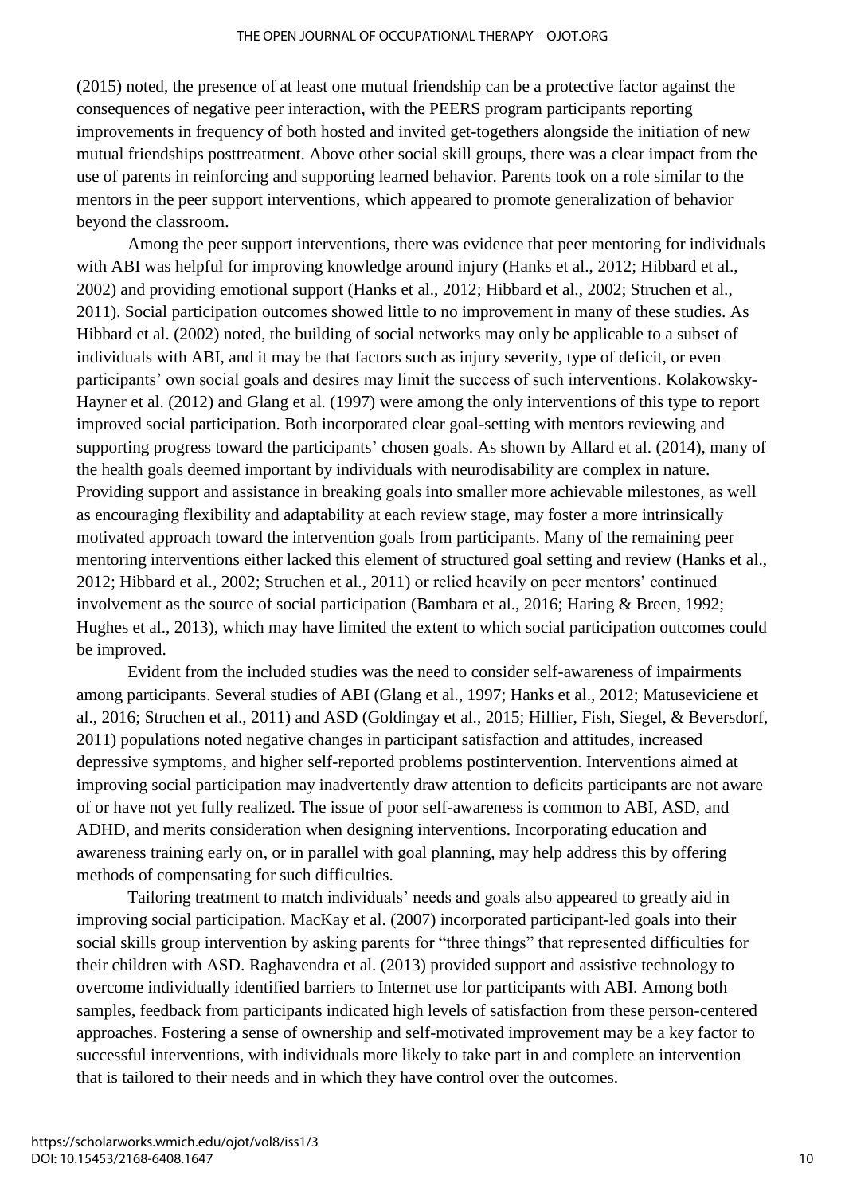(2015) noted, the presence of at least one mutual friendship can be a protective factor against the consequences of negative peer interaction, with the PEERS program participants reporting improvements in frequency of both hosted and invited get-togethers alongside the initiation of new mutual friendships posttreatment. Above other social skill groups, there was a clear impact from the use of parents in reinforcing and supporting learned behavior. Parents took on a role similar to the mentors in the peer support interventions, which appeared to promote generalization of behavior beyond the classroom.

Among the peer support interventions, there was evidence that peer mentoring for individuals with ABI was helpful for improving knowledge around injury (Hanks et al., 2012; Hibbard et al., 2002) and providing emotional support (Hanks et al., 2012; Hibbard et al., 2002; Struchen et al., 2011). Social participation outcomes showed little to no improvement in many of these studies. As Hibbard et al. (2002) noted, the building of social networks may only be applicable to a subset of individuals with ABI, and it may be that factors such as injury severity, type of deficit, or even participants' own social goals and desires may limit the success of such interventions. Kolakowsky-Hayner et al. (2012) and Glang et al. (1997) were among the only interventions of this type to report improved social participation. Both incorporated clear goal-setting with mentors reviewing and supporting progress toward the participants' chosen goals. As shown by Allard et al. (2014), many of the health goals deemed important by individuals with neurodisability are complex in nature. Providing support and assistance in breaking goals into smaller more achievable milestones, as well as encouraging flexibility and adaptability at each review stage, may foster a more intrinsically motivated approach toward the intervention goals from participants. Many of the remaining peer mentoring interventions either lacked this element of structured goal setting and review (Hanks et al., 2012; Hibbard et al., 2002; Struchen et al., 2011) or relied heavily on peer mentors' continued involvement as the source of social participation (Bambara et al., 2016; Haring & Breen, 1992; Hughes et al., 2013), which may have limited the extent to which social participation outcomes could be improved.

Evident from the included studies was the need to consider self-awareness of impairments among participants. Several studies of ABI (Glang et al., 1997; Hanks et al., 2012; Matuseviciene et al., 2016; Struchen et al., 2011) and ASD (Goldingay et al., 2015; Hillier, Fish, Siegel, & Beversdorf, 2011) populations noted negative changes in participant satisfaction and attitudes, increased depressive symptoms, and higher self-reported problems postintervention. Interventions aimed at improving social participation may inadvertently draw attention to deficits participants are not aware of or have not yet fully realized. The issue of poor self-awareness is common to ABI, ASD, and ADHD, and merits consideration when designing interventions. Incorporating education and awareness training early on, or in parallel with goal planning, may help address this by offering methods of compensating for such difficulties.

Tailoring treatment to match individuals' needs and goals also appeared to greatly aid in improving social participation. MacKay et al. (2007) incorporated participant-led goals into their social skills group intervention by asking parents for "three things" that represented difficulties for their children with ASD. Raghavendra et al. (2013) provided support and assistive technology to overcome individually identified barriers to Internet use for participants with ABI. Among both samples, feedback from participants indicated high levels of satisfaction from these person-centered approaches. Fostering a sense of ownership and self-motivated improvement may be a key factor to successful interventions, with individuals more likely to take part in and complete an intervention that is tailored to their needs and in which they have control over the outcomes.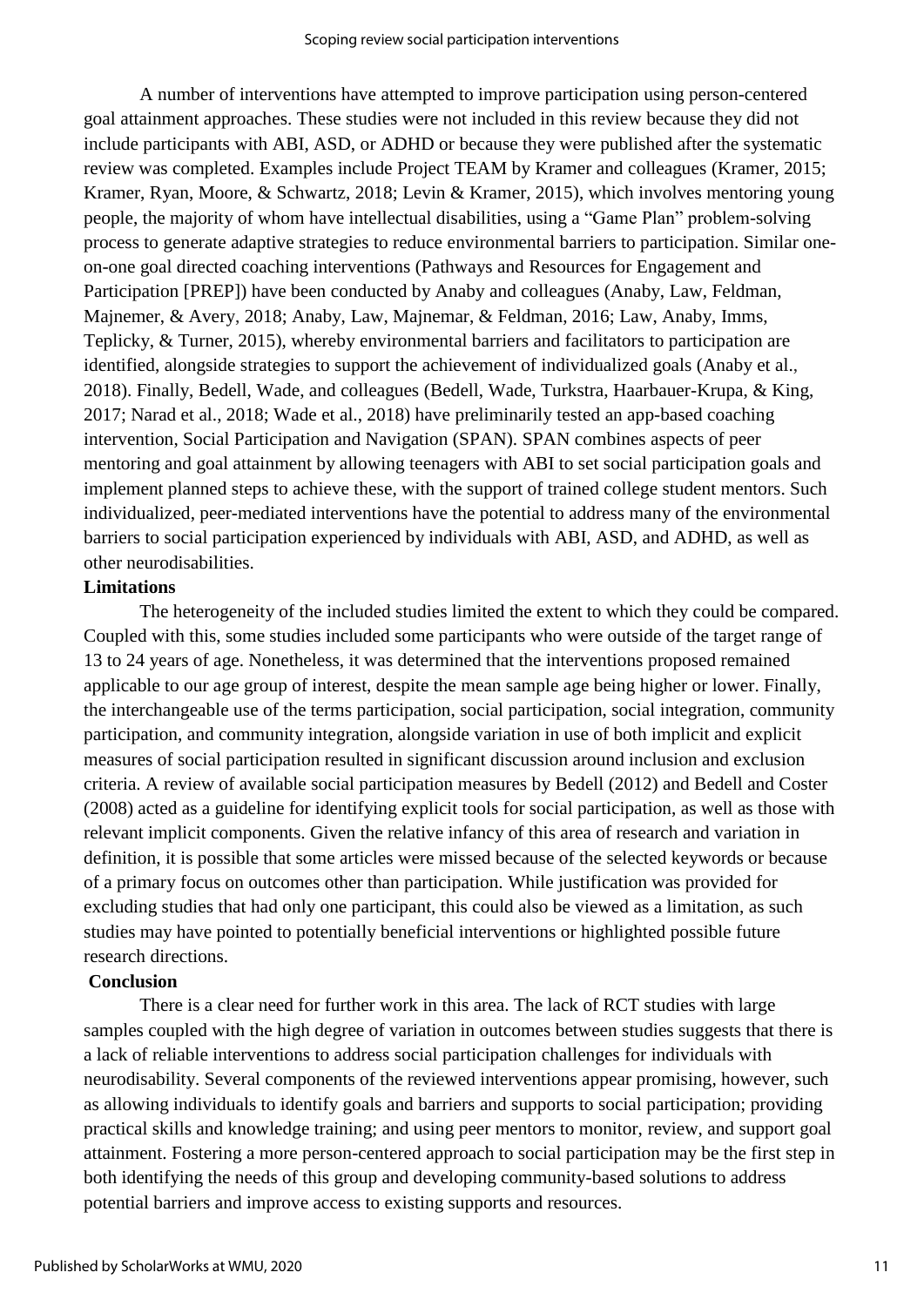A number of interventions have attempted to improve participation using person-centered goal attainment approaches. These studies were not included in this review because they did not include participants with ABI, ASD, or ADHD or because they were published after the systematic review was completed. Examples include Project TEAM by Kramer and colleagues (Kramer, 2015; Kramer, Ryan, Moore, & Schwartz, 2018; Levin & Kramer, 2015), which involves mentoring young people, the majority of whom have intellectual disabilities, using a "Game Plan" problem-solving process to generate adaptive strategies to reduce environmental barriers to participation. Similar one-on-one goal directed coaching interventions (Pathways and Resources for Engagement and Participation [PREP]) have been conducted by Anaby and colleagues (Anaby, Law, Feldman, Majnemer, & Avery, 2018; Anaby, Law, Majnemar, & Feldman, 2016; Law, Anaby, Imms, Teplicky, & Turner, 2015), whereby environmental barriers and facilitators to participation are identified, alongside strategies to support the achievement of individualized goals (Anaby et al., 2018). Finally, Bedell, Wade, and colleagues (Bedell, Wade, Turkstra, Haarbauer-Krupa, & King, 2017; Narad et al., 2018; Wade et al., 2018) have preliminarily tested an app-based coaching intervention, Social Participation and Navigation (SPAN). SPAN combines aspects of peer mentoring and goal attainment by allowing teenagers with ABI to set social participation goals and implement planned steps to achieve these, with the support of trained college student mentors. Such individualized, peer-mediated interventions have the potential to address many of the environmental barriers to social participation experienced by individuals with ABI, ASD, and ADHD, as well as other neurodisabilities.

**Limitations**

The heterogeneity of the included studies limited the extent to which they could be compared. Coupled with this, some studies included some participants who were outside of the target range of 13 to 24 years of age. Nonetheless, it was determined that the interventions proposed remained applicable to our age group of interest, despite the mean sample age being higher or lower. Finally, the interchangeable use of the terms participation, social participation, social integration, community participation, and community integration, alongside variation in use of both implicit and explicit measures of social participation resulted in significant discussion around inclusion and exclusion criteria. A review of available social participation measures by Bedell (2012) and Bedell and Coster (2008) acted as a guideline for identifying explicit tools for social participation, as well as those with relevant implicit components. Given the relative infancy of this area of research and variation in definition, it is possible that some articles were missed because of the selected keywords or because of a primary focus on outcomes other than participation. While justification was provided for excluding studies that had only one participant, this could also be viewed as a limitation, as such studies may have pointed to potentially beneficial interventions or highlighted possible future research directions.

**Conclusion**

There is a clear need for further work in this area. The lack of RCT studies with large samples coupled with the high degree of variation in outcomes between studies suggests that there is a lack of reliable interventions to address social participation challenges for individuals with neurodisability. Several components of the reviewed interventions appear promising, however, such as allowing individuals to identify goals and barriers and supports to social participation; providing practical skills and knowledge training; and using peer mentors to monitor, review, and support goal attainment. Fostering a more person-centered approach to social participation may be the first step in both identifying the needs of this group and developing community-based solutions to address potential barriers and improve access to existing supports and resources.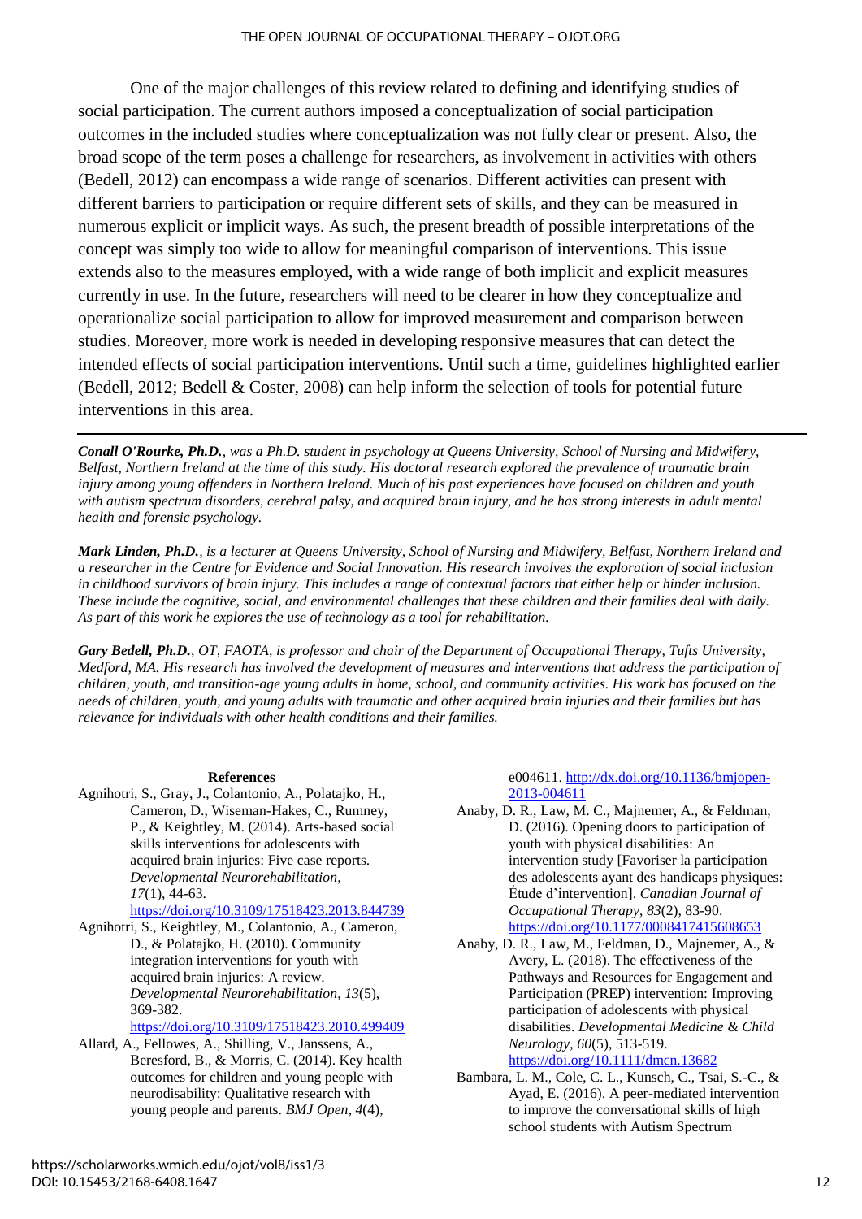One of the major challenges of this review related to defining and identifying studies of social participation. The current authors imposed a conceptualization of social participation outcomes in the included studies where conceptualization was not fully clear or present. Also, the broad scope of the term poses a challenge for researchers, as involvement in activities with others (Bedell, 2012) can encompass a wide range of scenarios. Different activities can present with different barriers to participation or require different sets of skills, and they can be measured in numerous explicit or implicit ways. As such, the present breadth of possible interpretations of the concept was simply too wide to allow for meaningful comparison of interventions. This issue extends also to the measures employed, with a wide range of both implicit and explicit measures currently in use. In the future, researchers will need to be clearer in how they conceptualize and operationalize social participation to allow for improved measurement and comparison between studies. Moreover, more work is needed in developing responsive measures that can detect the intended effects of social participation interventions. Until such a time, guidelines highlighted earlier (Bedell, 2012; Bedell & Coster, 2008) can help inform the selection of tools for potential future interventions in this area.

---

***Conall O'Rourke, Ph.D.**, was a Ph.D. student in psychology at Queens University, School of Nursing and Midwifery, Belfast, Northern Ireland at the time of this study. His doctoral research explored the prevalence of traumatic brain injury among young offenders in Northern Ireland. Much of his past experiences have focused on children and youth with autism spectrum disorders, cerebral palsy, and acquired brain injury, and he has strong interests in adult mental health and forensic psychology.*

***Mark Linden, Ph.D.**, is a lecturer at Queens University, School of Nursing and Midwifery, Belfast, Northern Ireland and a researcher in the Centre for Evidence and Social Innovation. His research involves the exploration of social inclusion in childhood survivors of brain injury. This includes a range of contextual factors that either help or hinder inclusion. These include the cognitive, social, and environmental challenges that these children and their families deal with daily. As part of this work he explores the use of technology as a tool for rehabilitation.*

***Gary Bedell, Ph.D.**, OT, FAOTA, is professor and chair of the Department of Occupational Therapy, Tufts University, Medford, MA. His research has involved the development of measures and interventions that address the participation of children, youth, and transition-age young adults in home, school, and community activities. His work has focused on the needs of children, youth, and young adults with traumatic and other acquired brain injuries and their families but has relevance for individuals with other health conditions and their families.*

---

## References

Agnihotri, S., Gray, J., Colantonio, A., Polatajko, H., Cameron, D., Wiseman-Hakes, C., Rumney, P., & Keightley, M. (2014). Arts-based social skills interventions for adolescents with acquired brain injuries: Five case reports. *Developmental Neurorehabilitation*, *17*(1), 44-63. https://doi.org/10.3109/17518423.2013.844739

Agnihotri, S., Keightley, M., Colantonio, A., Cameron, D., & Polatajko, H. (2010). Community integration interventions for youth with acquired brain injuries: A review. *Developmental Neurorehabilitation*, *13*(5), 369-382. https://doi.org/10.3109/17518423.2010.499409

Allard, A., Fellowes, A., Shilling, V., Janssens, A., Beresford, B., & Morris, C. (2014). Key health outcomes for children and young people with neurodisability: Qualitative research with young people and parents. *BMJ Open*, *4*(4), e004611. http://dx.doi.org/10.1136/bmjopen-2013-004611

Anaby, D. R., Law, M. C., Majnemer, A., & Feldman, D. (2016). Opening doors to participation of youth with physical disabilities: An intervention study [Favoriser la participation des adolescents ayant des handicaps physiques: Étude d'intervention]. *Canadian Journal of Occupational Therapy*, *83*(2), 83-90. https://doi.org/10.1177/0008417415608653

Anaby, D. R., Law, M., Feldman, D., Majnemer, A., & Avery, L. (2018). The effectiveness of the Pathways and Resources for Engagement and Participation (PREP) intervention: Improving participation of adolescents with physical disabilities. *Developmental Medicine & Child Neurology*, *60*(5), 513-519. https://doi.org/10.1111/dmcn.13682

Bambara, L. M., Cole, C. L., Kunsch, C., Tsai, S.-C., & Ayad, E. (2016). A peer-mediated intervention to improve the conversational skills of high school students with Autism Spectrum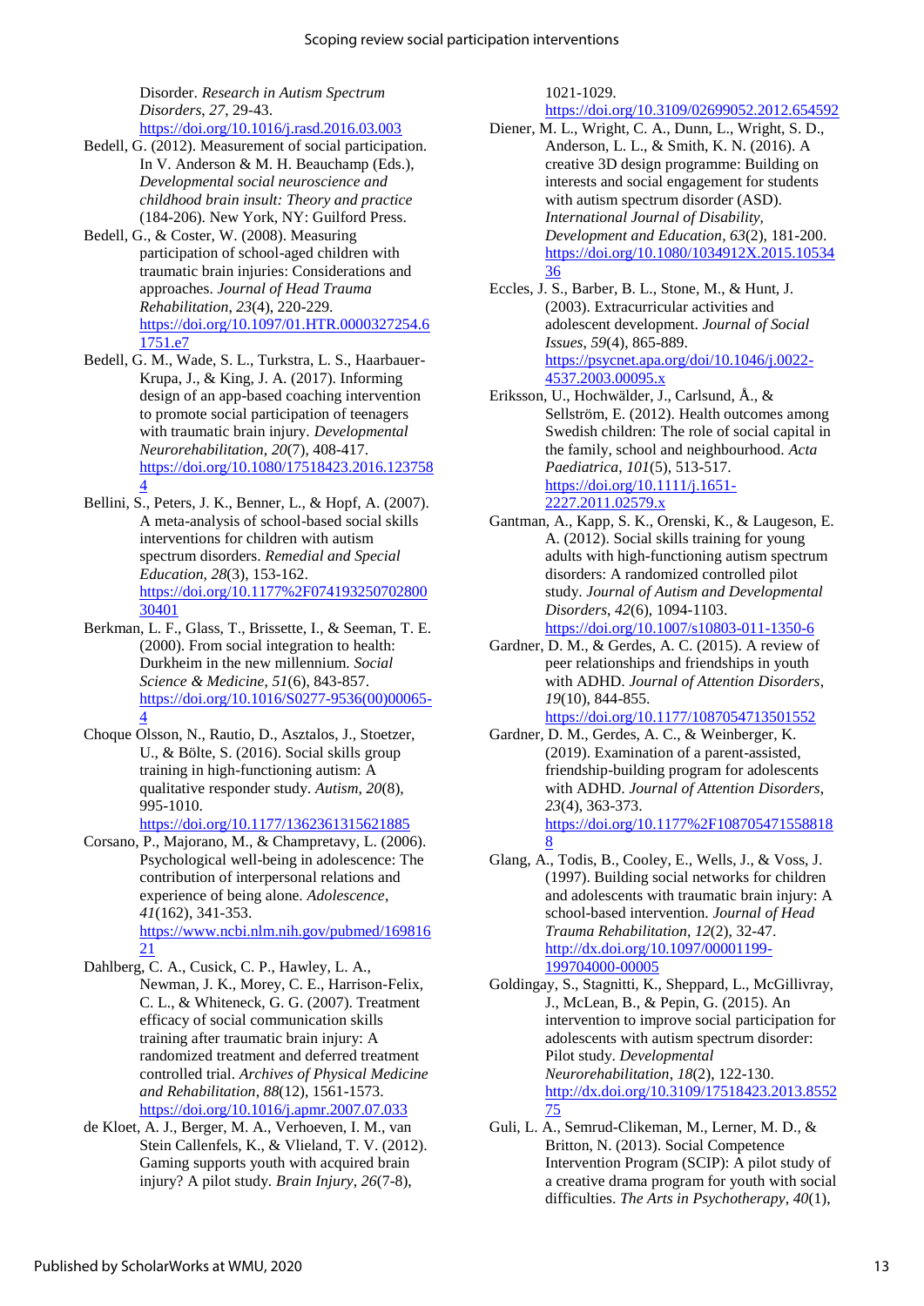Disorder. *Research in Autism Spectrum Disorders, 27*, 29-43. https://doi.org/10.1016/j.rasd.2016.03.003

Bedell, G. (2012). Measurement of social participation. In V. Anderson & M. H. Beauchamp (Eds.), *Developmental social neuroscience and childhood brain insult: Theory and practice* (184-206). New York, NY: Guilford Press.

Bedell, G., & Coster, W. (2008). Measuring participation of school-aged children with traumatic brain injuries: Considerations and approaches. *Journal of Head Trauma Rehabilitation, 23*(4), 220-229. https://doi.org/10.1097/01.HTR.0000327254.61751.e7

Bedell, G. M., Wade, S. L., Turkstra, L. S., Haarbauer-Krupa, J., & King, J. A. (2017). Informing design of an app-based coaching intervention to promote social participation of teenagers with traumatic brain injury. *Developmental Neurorehabilitation, 20*(7), 408-417. https://doi.org/10.1080/17518423.2016.1237584

Bellini, S., Peters, J. K., Benner, L., & Hopf, A. (2007). A meta-analysis of school-based social skills interventions for children with autism spectrum disorders. *Remedial and Special Education, 28*(3), 153-162. https://doi.org/10.1177%2F07419325070280030401

Berkman, L. F., Glass, T., Brissette, I., & Seeman, T. E. (2000). From social integration to health: Durkheim in the new millennium. *Social Science & Medicine, 51*(6), 843-857. https://doi.org/10.1016/S0277-9536(00)00065-4

Choque Olsson, N., Rautio, D., Asztalos, J., Stoetzer, U., & Bölte, S. (2016). Social skills group training in high-functioning autism: A qualitative responder study. *Autism, 20*(8), 995-1010. https://doi.org/10.1177/1362361315621885

Corsano, P., Majorano, M., & Champretavy, L. (2006). Psychological well-being in adolescence: The contribution of interpersonal relations and experience of being alone. *Adolescence, 41*(162), 341-353. https://www.ncbi.nlm.nih.gov/pubmed/16981621

Dahlberg, C. A., Cusick, C. P., Hawley, L. A., Newman, J. K., Morey, C. E., Harrison-Felix, C. L., & Whiteneck, G. G. (2007). Treatment efficacy of social communication skills training after traumatic brain injury: A randomized treatment and deferred treatment controlled trial. *Archives of Physical Medicine and Rehabilitation, 88*(12), 1561-1573. https://doi.org/10.1016/j.apmr.2007.07.033

de Kloet, A. J., Berger, M. A., Verhoeven, I. M., van Stein Callenfels, K., & Vlieland, T. V. (2012). Gaming supports youth with acquired brain injury? A pilot study. *Brain Injury, 26*(7-8), 1021-1029. https://doi.org/10.3109/02699052.2012.654592

Diener, M. L., Wright, C. A., Dunn, L., Wright, S. D., Anderson, L. L., & Smith, K. N. (2016). A creative 3D design programme: Building on interests and social engagement for students with autism spectrum disorder (ASD). *International Journal of Disability, Development and Education, 63*(2), 181-200. https://doi.org/10.1080/1034912X.2015.1053436

Eccles, J. S., Barber, B. L., Stone, M., & Hunt, J. (2003). Extracurricular activities and adolescent development. *Journal of Social Issues, 59*(4), 865-889. https://psycnet.apa.org/doi/10.1046/j.0022-4537.2003.00095.x

Eriksson, U., Hochwälder, J., Carlsund, Å., & Sellström, E. (2012). Health outcomes among Swedish children: The role of social capital in the family, school and neighbourhood. *Acta Paediatrica, 101*(5), 513-517. https://doi.org/10.1111/j.1651-2227.2011.02579.x

Gantman, A., Kapp, S. K., Orenski, K., & Laugeson, E. A. (2012). Social skills training for young adults with high-functioning autism spectrum disorders: A randomized controlled pilot study. *Journal of Autism and Developmental Disorders, 42*(6), 1094-1103. https://doi.org/10.1007/s10803-011-1350-6

Gardner, D. M., & Gerdes, A. C. (2015). A review of peer relationships and friendships in youth with ADHD. *Journal of Attention Disorders, 19*(10), 844-855. https://doi.org/10.1177/1087054713501552

Gardner, D. M., Gerdes, A. C., & Weinberger, K. (2019). Examination of a parent-assisted, friendship-building program for adolescents with ADHD. *Journal of Attention Disorders, 23*(4), 363-373. https://doi.org/10.1177%2F1087054715588188

Glang, A., Todis, B., Cooley, E., Wells, J., & Voss, J. (1997). Building social networks for children and adolescents with traumatic brain injury: A school-based intervention. *Journal of Head Trauma Rehabilitation, 12*(2), 32-47. http://dx.doi.org/10.1097/00001199-199704000-00005

Goldingay, S., Stagnitti, K., Sheppard, L., McGillivray, J., McLean, B., & Pepin, G. (2015). An intervention to improve social participation for adolescents with autism spectrum disorder: Pilot study. *Developmental Neurorehabilitation, 18*(2), 122-130. http://dx.doi.org/10.3109/17518423.2013.855275

Guli, L. A., Semrud-Clikeman, M., Lerner, M. D., & Britton, N. (2013). Social Competence Intervention Program (SCIP): A pilot study of a creative drama program for youth with social difficulties. *The Arts in Psychotherapy, 40*(1),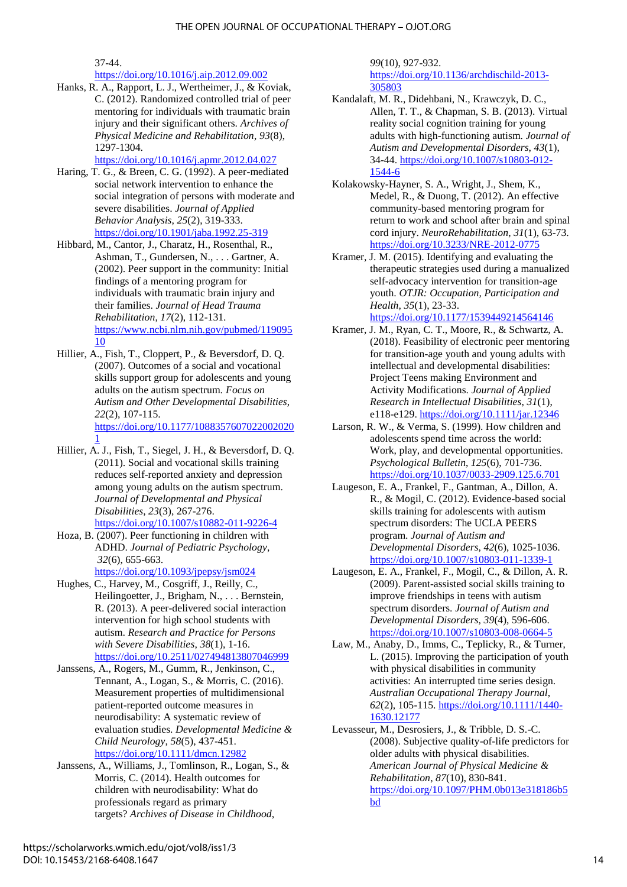37-44. https://doi.org/10.1016/j.aip.2012.09.002

Hanks, R. A., Rapport, L. J., Wertheimer, J., & Koviak, C. (2012). Randomized controlled trial of peer mentoring for individuals with traumatic brain injury and their significant others. *Archives of Physical Medicine and Rehabilitation*, *93*(8), 1297-1304. https://doi.org/10.1016/j.apmr.2012.04.027

Haring, T. G., & Breen, C. G. (1992). A peer-mediated social network intervention to enhance the social integration of persons with moderate and severe disabilities. *Journal of Applied Behavior Analysis*, *25*(2), 319-333. https://doi.org/10.1901/jaba.1992.25-319

Hibbard, M., Cantor, J., Charatz, H., Rosenthal, R., Ashman, T., Gundersen, N., . . . Gartner, A. (2002). Peer support in the community: Initial findings of a mentoring program for individuals with traumatic brain injury and their families. *Journal of Head Trauma Rehabilitation*, *17*(2), 112-131. https://www.ncbi.nlm.nih.gov/pubmed/11909510

Hillier, A., Fish, T., Cloppert, P., & Beversdorf, D. Q. (2007). Outcomes of a social and vocational skills support group for adolescents and young adults on the autism spectrum. *Focus on Autism and Other Developmental Disabilities*, *22*(2), 107-115. https://doi.org/10.1177/10883576070220020201

Hillier, A. J., Fish, T., Siegel, J. H., & Beversdorf, D. Q. (2011). Social and vocational skills training reduces self-reported anxiety and depression among young adults on the autism spectrum. *Journal of Developmental and Physical Disabilities*, *23*(3), 267-276. https://doi.org/10.1007/s10882-011-9226-4

Hoza, B. (2007). Peer functioning in children with ADHD. *Journal of Pediatric Psychology*, *32*(6), 655-663. https://doi.org/10.1093/jpepsy/jsm024

Hughes, C., Harvey, M., Cosgriff, J., Reilly, C., Heilingoetter, J., Brigham, N., . . . Bernstein, R. (2013). A peer-delivered social interaction intervention for high school students with autism. *Research and Practice for Persons with Severe Disabilities, 38*(1), 1-16. https://doi.org/10.2511/027494813807046999

Janssens, A., Rogers, M., Gumm, R., Jenkinson, C., Tennant, A., Logan, S., & Morris, C. (2016). Measurement properties of multidimensional patient-reported outcome measures in neurodisability: A systematic review of evaluation studies. *Developmental Medicine & Child Neurology*, *58*(5), 437-451. https://doi.org/10.1111/dmcn.12982

Janssens, A., Williams, J., Tomlinson, R., Logan, S., & Morris, C. (2014). Health outcomes for children with neurodisability: What do professionals regard as primary targets? *Archives of Disease in Childhood*, *99*(10), 927-932. https://doi.org/10.1136/archdischild-2013-305803

Kandalaft, M. R., Didehbani, N., Krawczyk, D. C., Allen, T. T., & Chapman, S. B. (2013). Virtual reality social cognition training for young adults with high-functioning autism. *Journal of Autism and Developmental Disorders, 43*(1), 34-44. https://doi.org/10.1007/s10803-012-1544-6

Kolakowsky-Hayner, S. A., Wright, J., Shem, K., Medel, R., & Duong, T. (2012). An effective community-based mentoring program for return to work and school after brain and spinal cord injury. *NeuroRehabilitation*, *31*(1), 63-73. https://doi.org/10.3233/NRE-2012-0775

Kramer, J. M. (2015). Identifying and evaluating the therapeutic strategies used during a manualized self-advocacy intervention for transition-age youth. *OTJR: Occupation, Participation and Health*, *35*(1), 23-33. https://doi.org/10.1177/1539449214564146

Kramer, J. M., Ryan, C. T., Moore, R., & Schwartz, A. (2018). Feasibility of electronic peer mentoring for transition-age youth and young adults with intellectual and developmental disabilities: Project Teens making Environment and Activity Modifications. *Journal of Applied Research in Intellectual Disabilities, 31*(1), e118-e129. https://doi.org/10.1111/jar.12346

Larson, R. W., & Verma, S. (1999). How children and adolescents spend time across the world: Work, play, and developmental opportunities. *Psychological Bulletin*, *125*(6), 701-736. https://doi.org/10.1037/0033-2909.125.6.701

Laugeson, E. A., Frankel, F., Gantman, A., Dillon, A. R., & Mogil, C. (2012). Evidence-based social skills training for adolescents with autism spectrum disorders: The UCLA PEERS program. *Journal of Autism and Developmental Disorders, 42*(6), 1025-1036. https://doi.org/10.1007/s10803-011-1339-1

Laugeson, E. A., Frankel, F., Mogil, C., & Dillon, A. R. (2009). Parent-assisted social skills training to improve friendships in teens with autism spectrum disorders. *Journal of Autism and Developmental Disorders, 39*(4), 596-606. https://doi.org/10.1007/s10803-008-0664-5

Law, M., Anaby, D., Imms, C., Teplicky, R., & Turner, L. (2015). Improving the participation of youth with physical disabilities in community activities: An interrupted time series design. *Australian Occupational Therapy Journal*, *62*(2), 105-115. https://doi.org/10.1111/1440-1630.12177

Levasseur, M., Desrosiers, J., & Tribble, D. S.-C. (2008). Subjective quality-of-life predictors for older adults with physical disabilities. *American Journal of Physical Medicine & Rehabilitation, 87*(10), 830-841. https://doi.org/10.1097/PHM.0b013e318186b5bd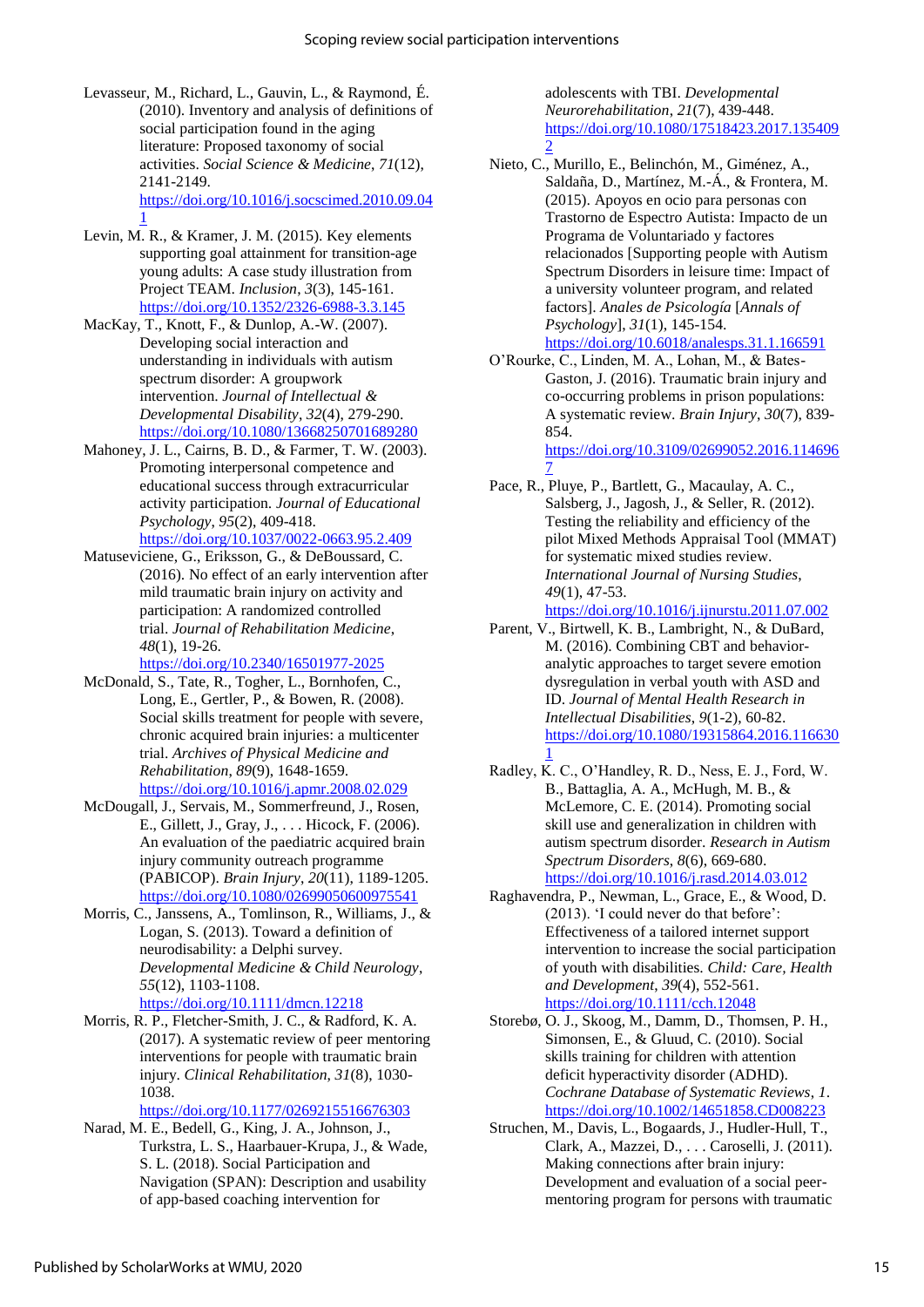Levasseur, M., Richard, L., Gauvin, L., & Raymond, É. (2010). Inventory and analysis of definitions of social participation found in the aging literature: Proposed taxonomy of social activities. *Social Science & Medicine*, *71*(12), 2141-2149. https://doi.org/10.1016/j.socscimed.2010.09.041

Levin, M. R., & Kramer, J. M. (2015). Key elements supporting goal attainment for transition-age young adults: A case study illustration from Project TEAM. *Inclusion*, *3*(3), 145-161. https://doi.org/10.1352/2326-6988-3.3.145

MacKay, T., Knott, F., & Dunlop, A.-W. (2007). Developing social interaction and understanding in individuals with autism spectrum disorder: A groupwork intervention. *Journal of Intellectual & Developmental Disability*, *32*(4), 279-290. https://doi.org/10.1080/13668250701689280

Mahoney, J. L., Cairns, B. D., & Farmer, T. W. (2003). Promoting interpersonal competence and educational success through extracurricular activity participation. *Journal of Educational Psychology*, *95*(2), 409-418. https://doi.org/10.1037/0022-0663.95.2.409

Matuseviciene, G., Eriksson, G., & DeBoussard, C. (2016). No effect of an early intervention after mild traumatic brain injury on activity and participation: A randomized controlled trial. *Journal of Rehabilitation Medicine*, *48*(1), 19-26. https://doi.org/10.2340/16501977-2025

McDonald, S., Tate, R., Togher, L., Bornhofen, C., Long, E., Gertler, P., & Bowen, R. (2008). Social skills treatment for people with severe, chronic acquired brain injuries: a multicenter trial. *Archives of Physical Medicine and Rehabilitation*, *89*(9), 1648-1659. https://doi.org/10.1016/j.apmr.2008.02.029

McDougall, J., Servais, M., Sommerfreund, J., Rosen, E., Gillett, J., Gray, J., . . . Hicock, F. (2006). An evaluation of the paediatric acquired brain injury community outreach programme (PABICOP). *Brain Injury*, *20*(11), 1189-1205. https://doi.org/10.1080/02699050600975541

Morris, C., Janssens, A., Tomlinson, R., Williams, J., & Logan, S. (2013). Toward a definition of neurodisability: a Delphi survey. *Developmental Medicine & Child Neurology*, *55*(12), 1103-1108. https://doi.org/10.1111/dmcn.12218

Morris, R. P., Fletcher-Smith, J. C., & Radford, K. A. (2017). A systematic review of peer mentoring interventions for people with traumatic brain injury. *Clinical Rehabilitation*, *31*(8), 1030-1038. https://doi.org/10.1177/0269215516676303

Narad, M. E., Bedell, G., King, J. A., Johnson, J., Turkstra, L. S., Haarbauer-Krupa, J., & Wade, S. L. (2018). Social Participation and Navigation (SPAN): Description and usability of app-based coaching intervention for adolescents with TBI. *Developmental Neurorehabilitation*, *21*(7), 439-448. https://doi.org/10.1080/17518423.2017.1354092

Nieto, C., Murillo, E., Belinchón, M., Giménez, A., Saldaña, D., Martínez, M.-Á., & Frontera, M. (2015). Apoyos en ocio para personas con Trastorno de Espectro Autista: Impacto de un Programa de Voluntariado y factores relacionados [Supporting people with Autism Spectrum Disorders in leisure time: Impact of a university volunteer program, and related factors]. *Anales de Psicología* [*Annals of Psychology*], *31*(1), 145-154. https://doi.org/10.6018/analesps.31.1.166591

O'Rourke, C., Linden, M. A., Lohan, M., & Bates-Gaston, J. (2016). Traumatic brain injury and co-occurring problems in prison populations: A systematic review. *Brain Injury*, *30*(7), 839-854. https://doi.org/10.3109/02699052.2016.1146967

Pace, R., Pluye, P., Bartlett, G., Macaulay, A. C., Salsberg, J., Jagosh, J., & Seller, R. (2012). Testing the reliability and efficiency of the pilot Mixed Methods Appraisal Tool (MMAT) for systematic mixed studies review. *International Journal of Nursing Studies*, *49*(1), 47-53. https://doi.org/10.1016/j.ijnurstu.2011.07.002

Parent, V., Birtwell, K. B., Lambright, N., & DuBard, M. (2016). Combining CBT and behavior-analytic approaches to target severe emotion dysregulation in verbal youth with ASD and ID. *Journal of Mental Health Research in Intellectual Disabilities*, *9*(1-2), 60-82. https://doi.org/10.1080/19315864.2016.1166301

Radley, K. C., O'Handley, R. D., Ness, E. J., Ford, W. B., Battaglia, A. A., McHugh, M. B., & McLemore, C. E. (2014). Promoting social skill use and generalization in children with autism spectrum disorder. *Research in Autism Spectrum Disorders*, *8*(6), 669-680. https://doi.org/10.1016/j.rasd.2014.03.012

Raghavendra, P., Newman, L., Grace, E., & Wood, D. (2013). 'I could never do that before': Effectiveness of a tailored internet support intervention to increase the social participation of youth with disabilities. *Child: Care, Health and Development*, *39*(4), 552-561. https://doi.org/10.1111/cch.12048

Storebø, O. J., Skoog, M., Damm, D., Thomsen, P. H., Simonsen, E., & Gluud, C. (2010). Social skills training for children with attention deficit hyperactivity disorder (ADHD). *Cochrane Database of Systematic Reviews*, *1*. https://doi.org/10.1002/14651858.CD008223

Struchen, M., Davis, L., Bogaards, J., Hudler-Hull, T., Clark, A., Mazzei, D., . . . Caroselli, J. (2011). Making connections after brain injury: Development and evaluation of a social peer-mentoring program for persons with traumatic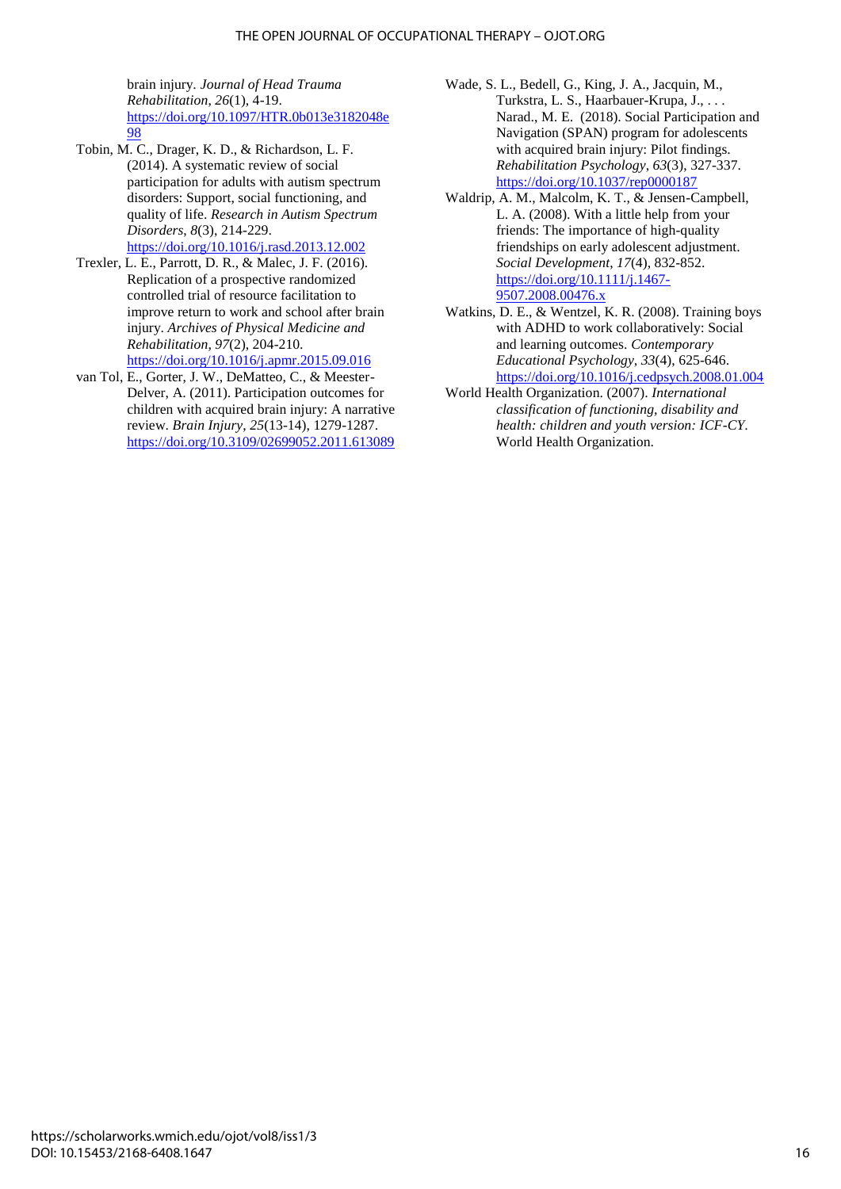brain injury. *Journal of Head Trauma Rehabilitation, 26*(1), 4-19. https://doi.org/10.1097/HTR.0b013e3182048e98

Tobin, M. C., Drager, K. D., & Richardson, L. F. (2014). A systematic review of social participation for adults with autism spectrum disorders: Support, social functioning, and quality of life. *Research in Autism Spectrum Disorders, 8*(3), 214-229. https://doi.org/10.1016/j.rasd.2013.12.002

Trexler, L. E., Parrott, D. R., & Malec, J. F. (2016). Replication of a prospective randomized controlled trial of resource facilitation to improve return to work and school after brain injury. *Archives of Physical Medicine and Rehabilitation, 97*(2), 204-210. https://doi.org/10.1016/j.apmr.2015.09.016

van Tol, E., Gorter, J. W., DeMatteo, C., & Meester-Delver, A. (2011). Participation outcomes for children with acquired brain injury: A narrative review. *Brain Injury, 25*(13-14), 1279-1287. https://doi.org/10.3109/02699052.2011.613089

Wade, S. L., Bedell, G., King, J. A., Jacquin, M., Turkstra, L. S., Haarbauer-Krupa, J., . . . Narad., M. E. (2018). Social Participation and Navigation (SPAN) program for adolescents with acquired brain injury: Pilot findings. *Rehabilitation Psychology, 63*(3), 327-337. https://doi.org/10.1037/rep0000187

Waldrip, A. M., Malcolm, K. T., & Jensen-Campbell, L. A. (2008). With a little help from your friends: The importance of high-quality friendships on early adolescent adjustment. *Social Development, 17*(4), 832-852. https://doi.org/10.1111/j.1467-9507.2008.00476.x

Watkins, D. E., & Wentzel, K. R. (2008). Training boys with ADHD to work collaboratively: Social and learning outcomes. *Contemporary Educational Psychology, 33*(4), 625-646. https://doi.org/10.1016/j.cedpsych.2008.01.004

World Health Organization. (2007). *International classification of functioning, disability and health: children and youth version: ICF-CY*. World Health Organization.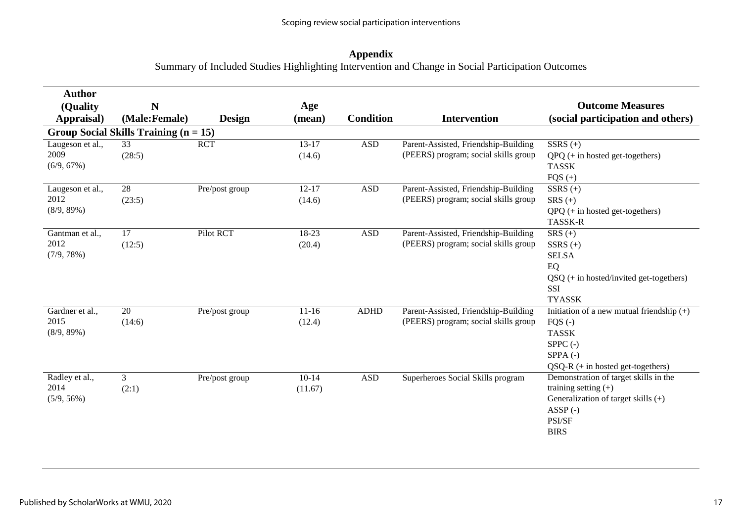**Appendix**

Summary of Included Studies Highlighting Intervention and Change in Social Participation Outcomes

| Author (Quality Appraisal) | N (Male:Female) | Design | Age (mean) | Condition | Intervention | Outcome Measures (social participation and others) |
|---|---|---|---|---|---|---|
| **Group Social Skills Training (n = 15)** | | | | | | |
| Laugeson et al., 2009 (6/9, 67%) | 33 (28:5) | RCT | 13-17 (14.6) | ASD | Parent-Assisted, Friendship-Building (PEERS) program; social skills group | SSRS (+)<br>QPQ (+ in hosted get-togethers)<br>TASSK<br>FQS (+) |
| Laugeson et al., 2012 (8/9, 89%) | 28 (23:5) | Pre/post group | 12-17 (14.6) | ASD | Parent-Assisted, Friendship-Building (PEERS) program; social skills group | SSRS (+)<br>SRS (+)<br>QPQ (+ in hosted get-togethers)<br>TASSK-R |
| Gantman et al., 2012 (7/9, 78%) | 17 (12:5) | Pilot RCT | 18-23 (20.4) | ASD | Parent-Assisted, Friendship-Building (PEERS) program; social skills group | SRS (+)<br>SSRS (+)<br>SELSA<br>EQ<br>QSQ (+ in hosted/invited get-togethers)<br>SSI<br>TYASSK |
| Gardner et al., 2015 (8/9, 89%) | 20 (14:6) | Pre/post group | 11-16 (12.4) | ADHD | Parent-Assisted, Friendship-Building (PEERS) program; social skills group | Initiation of a new mutual friendship (+)<br>FQS (-)<br>TASSK<br>SPPC (-)<br>SPPA (-)<br>QSQ-R (+ in hosted get-togethers) |
| Radley et al., 2014 (5/9, 56%) | 3 (2:1) | Pre/post group | 10-14 (11.67) | ASD | Superheroes Social Skills program | Demonstration of target skills in the training setting (+)<br>Generalization of target skills (+)<br>ASSP (-)<br>PSI/SF<br>BIRS |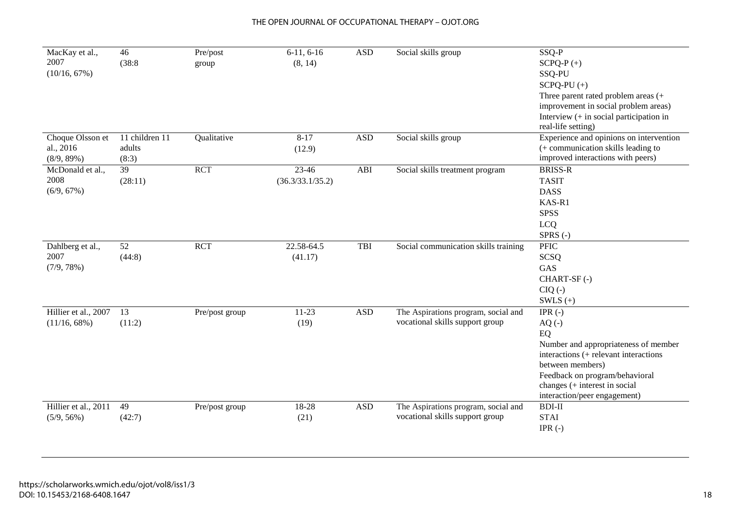| | | | | | | |
|---|---|---|---|---|---|---|
| MacKay et al., 2007 (10/16, 67%) | 46 (38:8 | Pre/post group | 6-11, 6-16 (8, 14) | ASD | Social skills group | SSQ-P<br>SCPQ-P (+)<br>SSQ-PU<br>SCPQ-PU (+)<br>Three parent rated problem areas (+ improvement in social problem areas)<br>Interview (+ in social participation in real-life setting) |
| Choque Olsson et al., 2016 (8/9, 89%) | 11 children 11 adults (8:3) | Qualitative | 8-17 (12.9) | ASD | Social skills group | Experience and opinions on intervention (+ communication skills leading to improved interactions with peers) |
| McDonald et al., 2008 (6/9, 67%) | 39 (28:11) | RCT | 23-46 (36.3/33.1/35.2) | ABI | Social skills treatment program | BRISS-R<br>TASIT<br>DASS<br>KAS-R1<br>SPSS<br>LCQ<br>SPRS (-) |
| Dahlberg et al., 2007 (7/9, 78%) | 52 (44:8) | RCT | 22.58-64.5 (41.17) | TBI | Social communication skills training | PFIC<br>SCSQ<br>GAS<br>CHART-SF (-)<br>CIQ (-)<br>SWLS (+) |
| Hillier et al., 2007 (11/16, 68%) | 13 (11:2) | Pre/post group | 11-23 (19) | ASD | The Aspirations program, social and vocational skills support group | IPR (-)<br>AQ (-)<br>EQ<br>Number and appropriateness of member interactions (+ relevant interactions between members)<br>Feedback on program/behavioral changes (+ interest in social interaction/peer engagement) |
| Hillier et al., 2011 (5/9, 56%) | 49 (42:7) | Pre/post group | 18-28 (21) | ASD | The Aspirations program, social and vocational skills support group | BDI-II<br>STAI<br>IPR (-) |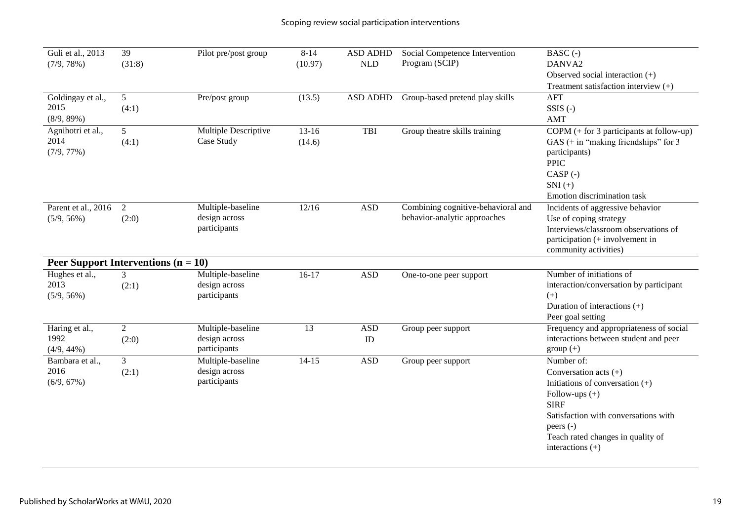| | | | | | | |
|---|---|---|---|---|---|---|
| Guli et al., 2013 (7/9, 78%) | 39 (31:8) | Pilot pre/post group | 8-14 (10.97) | ASD ADHD NLD | Social Competence Intervention Program (SCIP) | BASC (-)<br>DANVA2<br>Observed social interaction (+)<br>Treatment satisfaction interview (+) |
| Goldingay et al., 2015 (8/9, 89%) | 5 (4:1) | Pre/post group | (13.5) | ASD ADHD | Group-based pretend play skills | AFT<br>SSIS (-)<br>AMT |
| Agnihotri et al., 2014 (7/9, 77%) | 5 (4:1) | Multiple Descriptive Case Study | 13-16 (14.6) | TBI | Group theatre skills training | COPM (+ for 3 participants at follow-up)<br>GAS (+ in "making friendships" for 3 participants)<br>PPIC<br>CASP (-)<br>SNI (+)<br>Emotion discrimination task |
| Parent et al., 2016 (5/9, 56%) | 2 (2:0) | Multiple-baseline design across participants | 12/16 | ASD | Combining cognitive-behavioral and behavior-analytic approaches | Incidents of aggressive behavior<br>Use of coping strategy<br>Interviews/classroom observations of participation (+ involvement in community activities) |
| **Peer Support Interventions (n = 10)** | | | | | | |
| Hughes et al., 2013 (5/9, 56%) | 3 (2:1) | Multiple-baseline design across participants | 16-17 | ASD | One-to-one peer support | Number of initiations of interaction/conversation by participant (+)<br>Duration of interactions (+)<br>Peer goal setting |
| Haring et al., 1992 (4/9, 44%) | 2 (2:0) | Multiple-baseline design across participants | 13 | ASD ID | Group peer support | Frequency and appropriateness of social interactions between student and peer group (+) |
| Bambara et al., 2016 (6/9, 67%) | 3 (2:1) | Multiple-baseline design across participants | 14-15 | ASD | Group peer support | Number of:<br>Conversation acts (+)<br>Initiations of conversation (+)<br>Follow-ups (+)<br>SIRF<br>Satisfaction with conversations with peers (-)<br>Teach rated changes in quality of interactions (+) |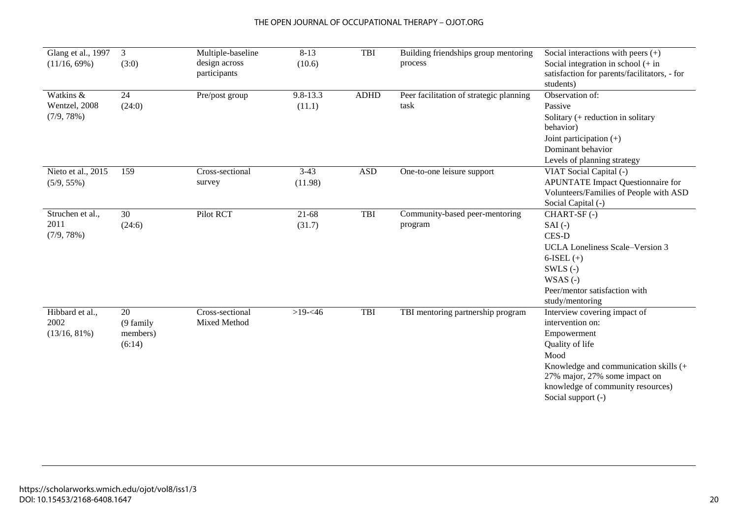| | | | | | | |
|---|---|---|---|---|---|---|
| Glang et al., 1997 (11/16, 69%) | 3 (3:0) | Multiple-baseline design across participants | 8-13 (10.6) | TBI | Building friendships group mentoring process | Social interactions with peers (+)<br>Social integration in school (+ in satisfaction for parents/facilitators, - for students) |
| Watkins & Wentzel, 2008 (7/9, 78%) | 24 (24:0) | Pre/post group | 9.8-13.3 (11.1) | ADHD | Peer facilitation of strategic planning task | Observation of:<br>Passive<br>Solitary (+ reduction in solitary behavior)<br>Joint participation (+)<br>Dominant behavior<br>Levels of planning strategy |
| Nieto et al., 2015 (5/9, 55%) | 159 | Cross-sectional survey | 3-43 (11.98) | ASD | One-to-one leisure support | VIAT Social Capital (-)<br>APUNTATE Impact Questionnaire for Volunteers/Families of People with ASD Social Capital (-) |
| Struchen et al., 2011 (7/9, 78%) | 30 (24:6) | Pilot RCT | 21-68 (31.7) | TBI | Community-based peer-mentoring program | CHART-SF (-)<br>SAI (-)<br>CES-D<br>UCLA Loneliness Scale–Version 3<br>6-ISEL (+)<br>SWLS (-)<br>WSAS (-)<br>Peer/mentor satisfaction with study/mentoring |
| Hibbard et al., 2002 (13/16, 81%) | 20 (9 family members) (6:14) | Cross-sectional Mixed Method | >19-<46 | TBI | TBI mentoring partnership program | Interview covering impact of intervention on:<br>Empowerment<br>Quality of life<br>Mood<br>Knowledge and communication skills (+ 27% major, 27% some impact on knowledge of community resources)<br>Social support (-) |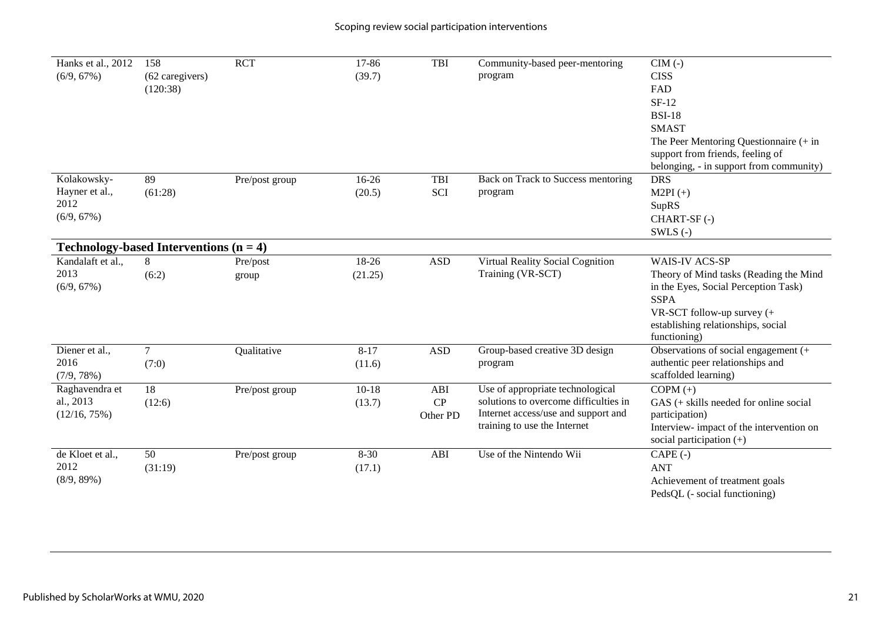| | | | | | | |
|---|---|---|---|---|---|---|
| Hanks et al., 2012 (6/9, 67%) | 158 (62 caregivers) (120:38) | RCT | 17-86 (39.7) | TBI | Community-based peer-mentoring program | CIM (-)<br>CISS<br>FAD<br>SF-12<br>BSI-18<br>SMAST<br>The Peer Mentoring Questionnaire (+ in support from friends, feeling of belonging, - in support from community) |
| Kolakowsky-Hayner et al., 2012 (6/9, 67%) | 89 (61:28) | Pre/post group | 16-26 (20.5) | TBI<br>SCI | Back on Track to Success mentoring program | DRS<br>M2PI (+)<br>SupRS<br>CHART-SF (-)<br>SWLS (-) |
| **Technology-based Interventions (n = 4)** | | | | | | |
| Kandalaft et al., 2013 (6/9, 67%) | 8 (6:2) | Pre/post group | 18-26 (21.25) | ASD | Virtual Reality Social Cognition Training (VR-SCT) | WAIS-IV ACS-SP<br>Theory of Mind tasks (Reading the Mind in the Eyes, Social Perception Task)<br>SSPA<br>VR-SCT follow-up survey (+ establishing relationships, social functioning) |
| Diener et al., 2016 (7/9, 78%) | 7 (7:0) | Qualitative | 8-17 (11.6) | ASD | Group-based creative 3D design program | Observations of social engagement (+ authentic peer relationships and scaffolded learning) |
| Raghavendra et al., 2013 (12/16, 75%) | 18 (12:6) | Pre/post group | 10-18 (13.7) | ABI<br>CP<br>Other PD | Use of appropriate technological solutions to overcome difficulties in Internet access/use and support and training to use the Internet | COPM (+)<br>GAS (+ skills needed for online social participation)<br>Interview- impact of the intervention on social participation (+) |
| de Kloet et al., 2012 (8/9, 89%) | 50 (31:19) | Pre/post group | 8-30 (17.1) | ABI | Use of the Nintendo Wii | CAPE (-)<br>ANT<br>Achievement of treatment goals<br>PedsQL (- social functioning) |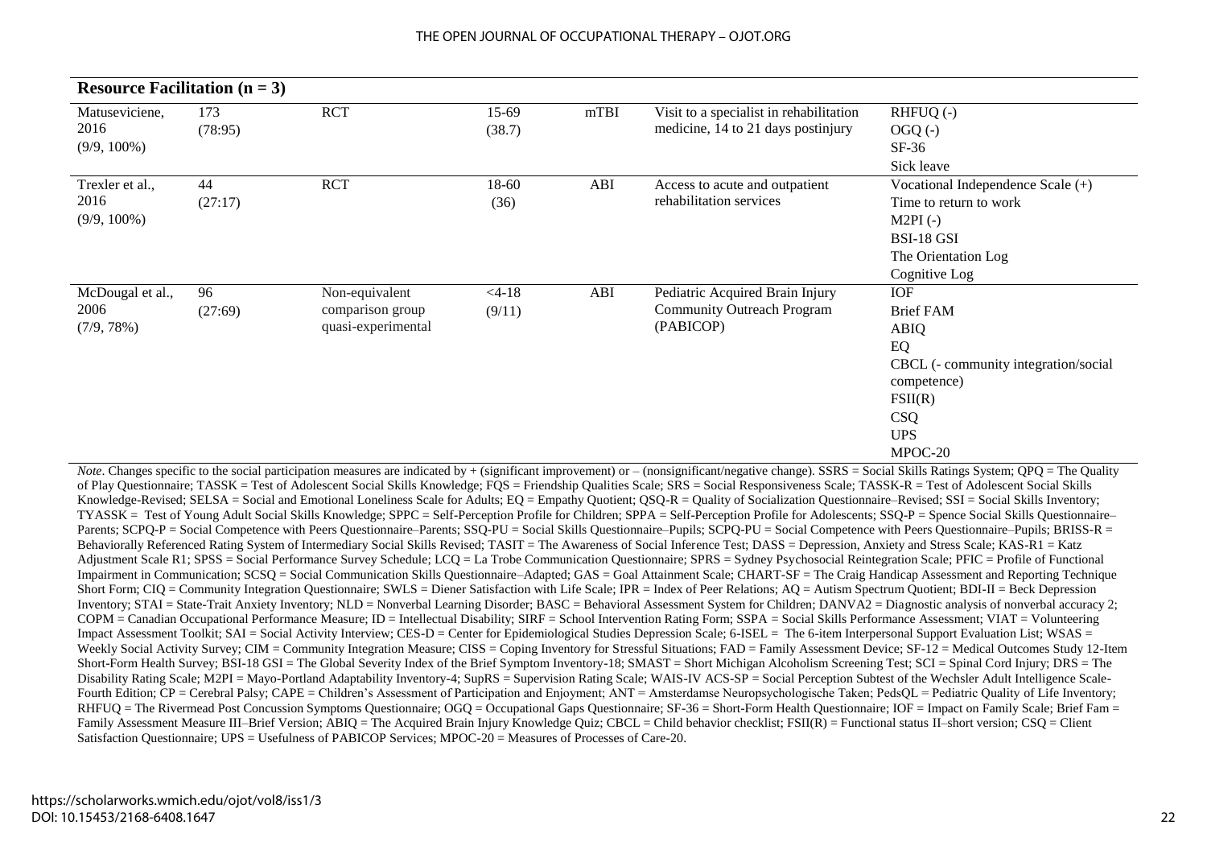| Resource Facilitation (n = 3) | | | | | | |
|---|---|---|---|---|---|---|
| Matuseviciene, 2016 (9/9, 100%) | 173 (78:95) | RCT | 15-69 (38.7) | mTBI | Visit to a specialist in rehabilitation medicine, 14 to 21 days postinjury | RHFUQ (-)<br>OGQ (-)<br>SF-36<br>Sick leave |
| Trexler et al., 2016 (9/9, 100%) | 44 (27:17) | RCT | 18-60 (36) | ABI | Access to acute and outpatient rehabilitation services | Vocational Independence Scale (+)<br>Time to return to work<br>M2PI (-)<br>BSI-18 GSI<br>The Orientation Log<br>Cognitive Log |
| McDougal et al., 2006 (7/9, 78%) | 96 (27:69) | Non-equivalent comparison group quasi-experimental | <4-18 (9/11) | ABI | Pediatric Acquired Brain Injury Community Outreach Program (PABICOP) | IOF<br>Brief FAM<br>ABIQ<br>EQ<br>CBCL (- community integration/social competence)<br>FSII(R)<br>CSQ<br>UPS<br>MPOC-20 |

*Note*. Changes specific to the social participation measures are indicated by + (significant improvement) or – (nonsignificant/negative change). SSRS = Social Skills Ratings System; QPQ = The Quality of Play Questionnaire; TASSK = Test of Adolescent Social Skills Knowledge; FQS = Friendship Qualities Scale; SRS = Social Responsiveness Scale; TASSK-R = Test of Adolescent Social Skills Knowledge-Revised; SELSA = Social and Emotional Loneliness Scale for Adults; EQ = Empathy Quotient; QSQ-R = Quality of Socialization Questionnaire–Revised; SSI = Social Skills Inventory; TYASSK = Test of Young Adult Social Skills Knowledge; SPPC = Self-Perception Profile for Children; SPPA = Self-Perception Profile for Adolescents; SSQ-P = Spence Social Skills Questionnaire–Parents; SCPQ-P = Social Competence with Peers Questionnaire–Parents; SSQ-PU = Social Skills Questionnaire–Pupils; SCPQ-PU = Social Competence with Peers Questionnaire–Pupils; BRISS-R = Behaviorally Referenced Rating System of Intermediary Social Skills Revised; TASIT = The Awareness of Social Inference Test; DASS = Depression, Anxiety and Stress Scale; KAS-R1 = Katz Adjustment Scale R1; SPSS = Social Performance Survey Schedule; LCQ = La Trobe Communication Questionnaire; SPRS = Sydney Psychosocial Reintegration Scale; PFIC = Profile of Functional Impairment in Communication; SCSQ = Social Communication Skills Questionnaire–Adapted; GAS = Goal Attainment Scale; CHART-SF = The Craig Handicap Assessment and Reporting Technique Short Form; CIQ = Community Integration Questionnaire; SWLS = Diener Satisfaction with Life Scale; IPR = Index of Peer Relations; AQ = Autism Spectrum Quotient; BDI-II = Beck Depression Inventory; STAI = State-Trait Anxiety Inventory; NLD = Nonverbal Learning Disorder; BASC = Behavioral Assessment System for Children; DANVA2 = Diagnostic analysis of nonverbal accuracy 2; COPM = Canadian Occupational Performance Measure; ID = Intellectual Disability; SIRF = School Intervention Rating Form; SSPA = Social Skills Performance Assessment; VIAT = Volunteering Impact Assessment Toolkit; SAI = Social Activity Interview; CES-D = Center for Epidemiological Studies Depression Scale; 6-ISEL = The 6-item Interpersonal Support Evaluation List; WSAS = Weekly Social Activity Survey; CIM = Community Integration Measure; CISS = Coping Inventory for Stressful Situations; FAD = Family Assessment Device; SF-12 = Medical Outcomes Study 12-Item Short-Form Health Survey; BSI-18 GSI = The Global Severity Index of the Brief Symptom Inventory-18; SMAST = Short Michigan Alcoholism Screening Test; SCI = Spinal Cord Injury; DRS = The Disability Rating Scale; M2PI = Mayo-Portland Adaptability Inventory-4; SupRS = Supervision Rating Scale; WAIS-IV ACS-SP = Social Perception Subtest of the Wechsler Adult Intelligence Scale-Fourth Edition; CP = Cerebral Palsy; CAPE = Children's Assessment of Participation and Enjoyment; ANT = Amsterdamse Neuropsychologische Taken; PedsQL = Pediatric Quality of Life Inventory; RHFUQ = The Rivermead Post Concussion Symptoms Questionnaire; OGQ = Occupational Gaps Questionnaire; SF-36 = Short-Form Health Questionnaire; IOF = Impact on Family Scale; Brief Fam = Family Assessment Measure III–Brief Version; ABIQ = The Acquired Brain Injury Knowledge Quiz; CBCL = Child behavior checklist; FSII(R) = Functional status II–short version; CSQ = Client Satisfaction Questionnaire; UPS = Usefulness of PABICOP Services; MPOC-20 = Measures of Processes of Care-20.